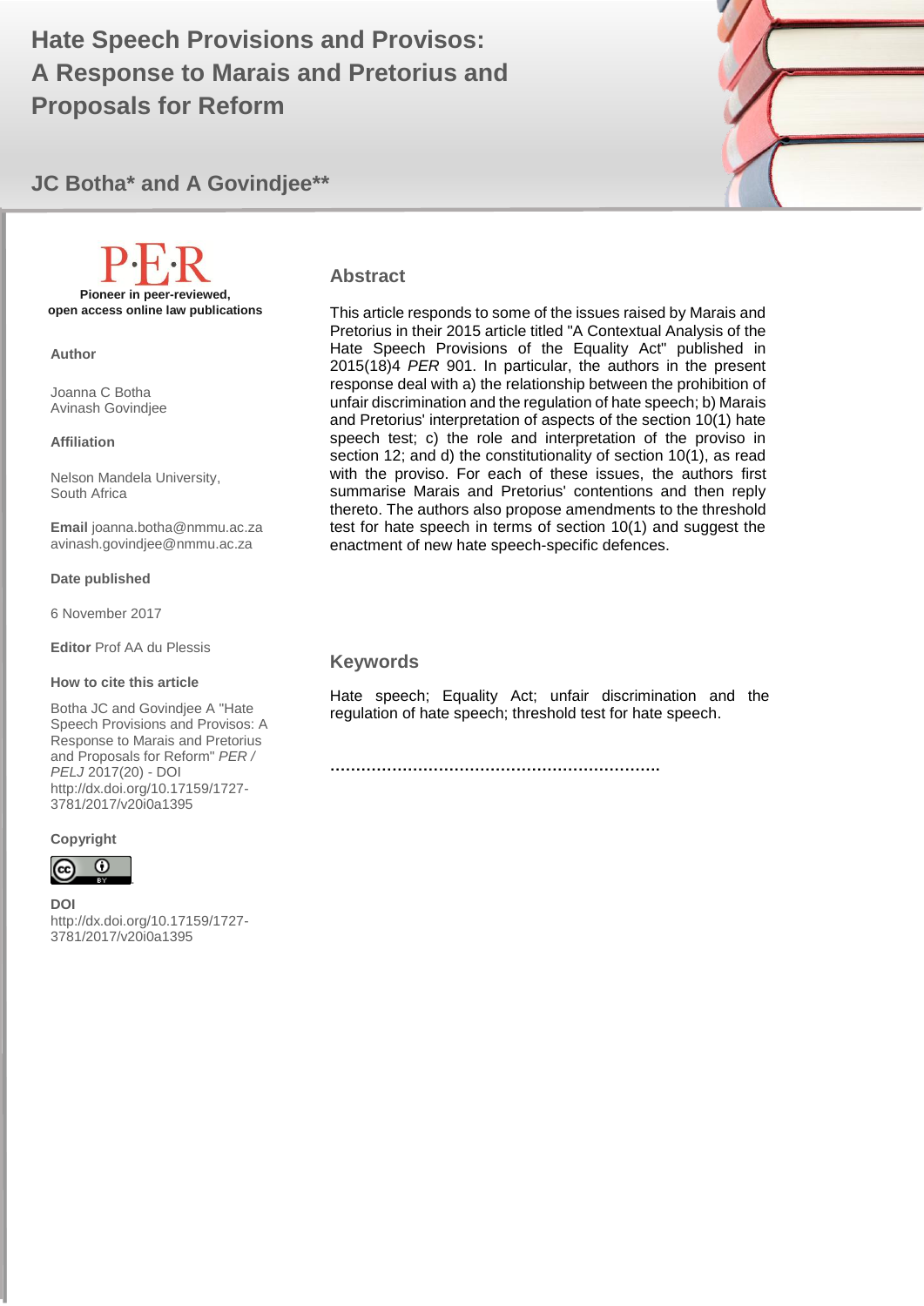# Hate Speech Provisions and Provisos: A Response to Marais and Pretorius and Proposals for Reform

**JC Botha\* and A Govindjee\*\***

**Pioneer in peer-reviewed, open access online law publications**

**Author**

Joanna C Botha
Avinash Govindjee

**Affiliation**

Nelson Mandela University, South Africa

**Email** joanna.botha@nmmu.ac.za
avinash.govindjee@nmmu.ac.za

**Date published**

6 November 2017

**Editor** Prof AA du Plessis

**How to cite this article**

Botha JC and Govindjee A "Hate Speech Provisions and Provisos: A Response to Marais and Pretorius and Proposals for Reform" *PER / PELJ* 2017(20) - DOI http://dx.doi.org/10.17159/1727-3781/2017/v20i0a1395

**Copyright**

**DOI**
http://dx.doi.org/10.17159/1727-3781/2017/v20i0a1395

## Abstract

This article responds to some of the issues raised by Marais and Pretorius in their 2015 article titled "A Contextual Analysis of the Hate Speech Provisions of the Equality Act" published in 2015(18)4 *PER* 901. In particular, the authors in the present response deal with a) the relationship between the prohibition of unfair discrimination and the regulation of hate speech; b) Marais and Pretorius' interpretation of aspects of the section 10(1) hate speech test; c) the role and interpretation of the proviso in section 12; and d) the constitutionality of section 10(1), as read with the proviso. For each of these issues, the authors first summarise Marais and Pretorius' contentions and then reply thereto. The authors also propose amendments to the threshold test for hate speech in terms of section 10(1) and suggest the enactment of new hate speech-specific defences.

## Keywords

Hate speech; Equality Act; unfair discrimination and the regulation of hate speech; threshold test for hate speech.

..................................................................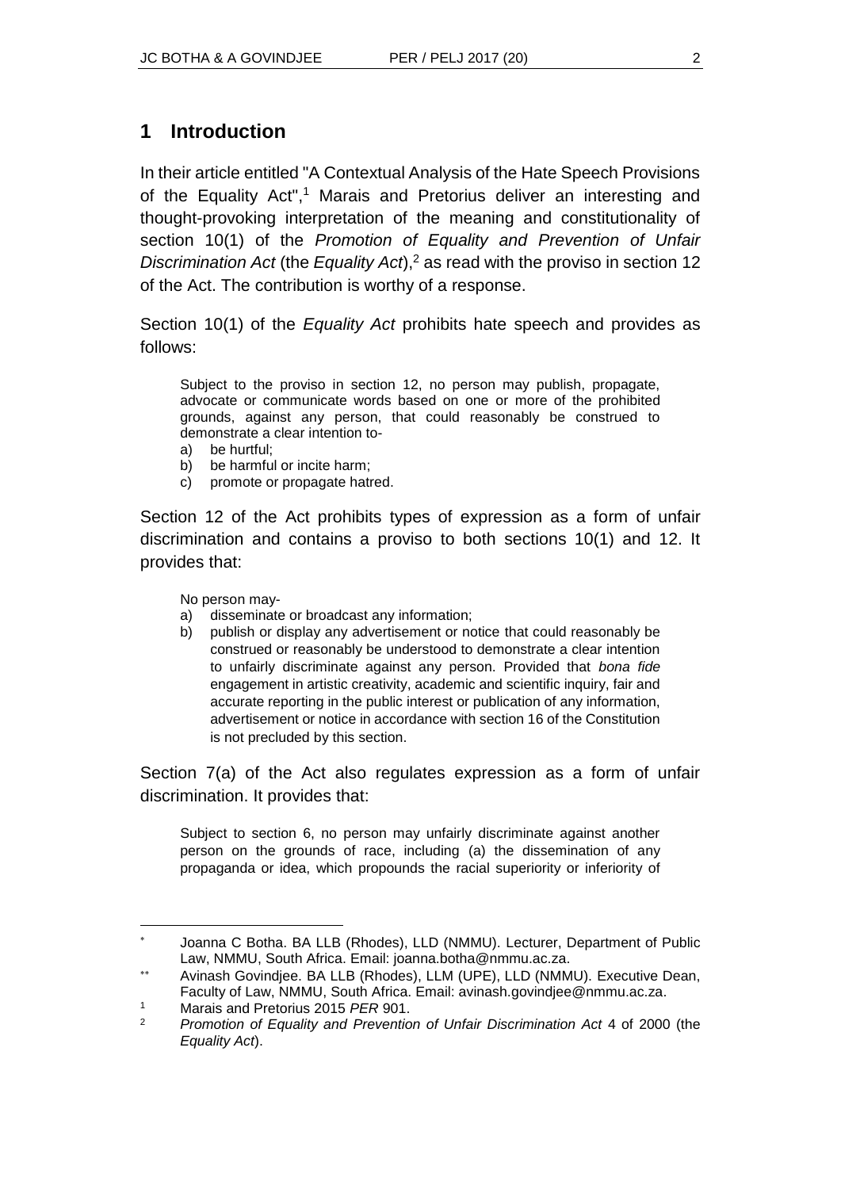## 1 Introduction

In their article entitled "A Contextual Analysis of the Hate Speech Provisions of the Equality Act",[1] Marais and Pretorius deliver an interesting and thought-provoking interpretation of the meaning and constitutionality of section 10(1) of the *Promotion of Equality and Prevention of Unfair Discrimination Act* (the *Equality Act*),[2] as read with the proviso in section 12 of the Act. The contribution is worthy of a response.

Section 10(1) of the *Equality Act* prohibits hate speech and provides as follows:

> Subject to the proviso in section 12, no person may publish, propagate, advocate or communicate words based on one or more of the prohibited grounds, against any person, that could reasonably be construed to demonstrate a clear intention to-
> a) be hurtful;
> b) be harmful or incite harm;
> c) promote or propagate hatred.

Section 12 of the Act prohibits types of expression as a form of unfair discrimination and contains a proviso to both sections 10(1) and 12. It provides that:

> No person may-
> a) disseminate or broadcast any information;
> b) publish or display any advertisement or notice that could reasonably be construed or reasonably be understood to demonstrate a clear intention to unfairly discriminate against any person. Provided that *bona fide* engagement in artistic creativity, academic and scientific inquiry, fair and accurate reporting in the public interest or publication of any information, advertisement or notice in accordance with section 16 of the Constitution is not precluded by this section.

Section 7(a) of the Act also regulates expression as a form of unfair discrimination. It provides that:

> Subject to section 6, no person may unfairly discriminate against another person on the grounds of race, including (a) the dissemination of any propaganda or idea, which propounds the racial superiority or inferiority of

---

\* Joanna C Botha. BA LLB (Rhodes), LLD (NMMU). Lecturer, Department of Public Law, NMMU, South Africa. Email: joanna.botha@nmmu.ac.za.

\*\* Avinash Govindjee. BA LLB (Rhodes), LLM (UPE), LLD (NMMU). Executive Dean, Faculty of Law, NMMU, South Africa. Email: avinash.govindjee@nmmu.ac.za.

[1] Marais and Pretorius 2015 *PER* 901.

[2] *Promotion of Equality and Prevention of Unfair Discrimination Act* 4 of 2000 (the *Equality Act*).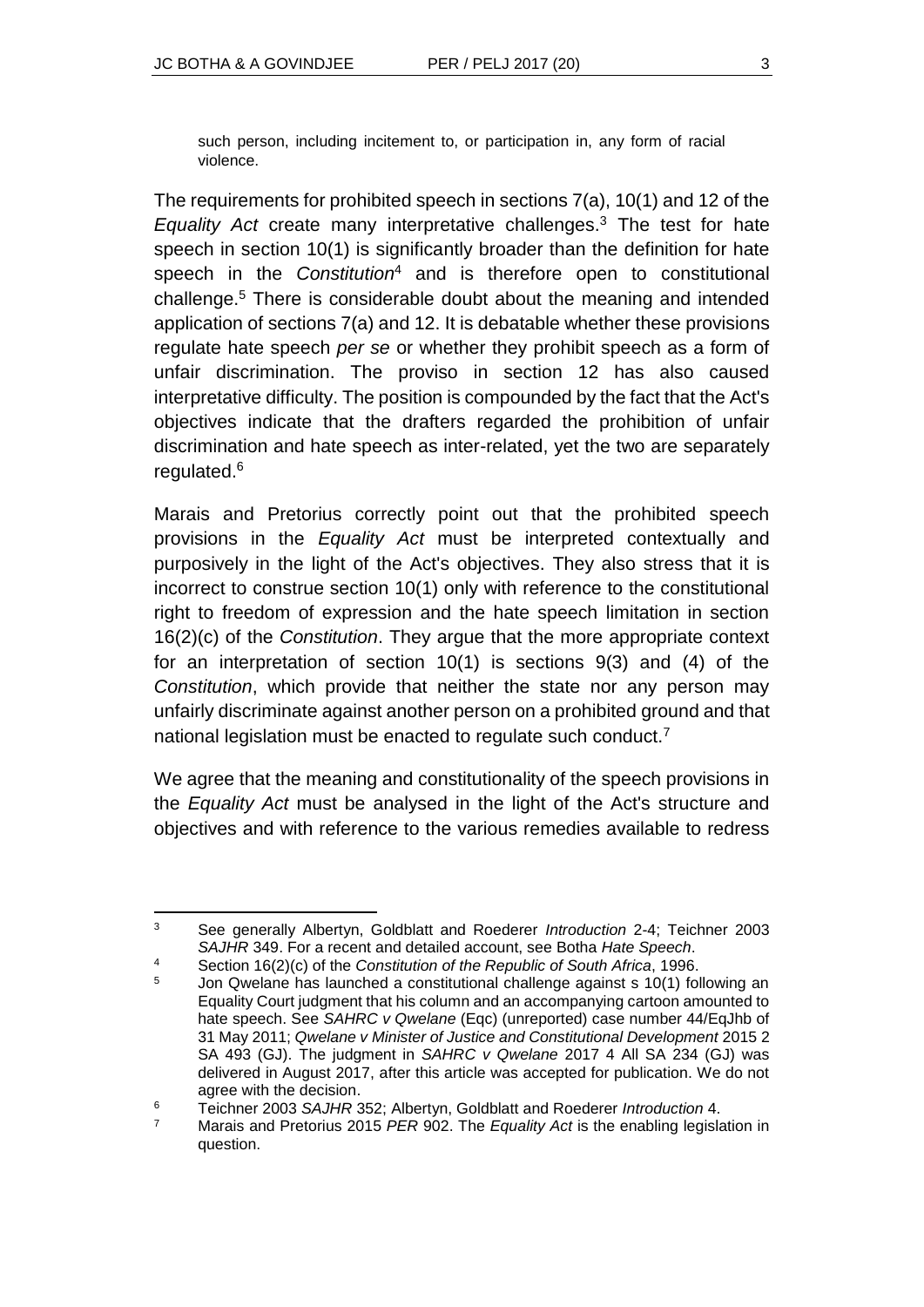> such person, including incitement to, or participation in, any form of racial violence.

The requirements for prohibited speech in sections 7(a), 10(1) and 12 of the *Equality Act* create many interpretative challenges.[3] The test for hate speech in section 10(1) is significantly broader than the definition for hate speech in the *Constitution*[4] and is therefore open to constitutional challenge.[5] There is considerable doubt about the meaning and intended application of sections 7(a) and 12. It is debatable whether these provisions regulate hate speech *per se* or whether they prohibit speech as a form of unfair discrimination. The proviso in section 12 has also caused interpretative difficulty. The position is compounded by the fact that the Act's objectives indicate that the drafters regarded the prohibition of unfair discrimination and hate speech as inter-related, yet the two are separately regulated.[6]

Marais and Pretorius correctly point out that the prohibited speech provisions in the *Equality Act* must be interpreted contextually and purposively in the light of the Act's objectives. They also stress that it is incorrect to construe section 10(1) only with reference to the constitutional right to freedom of expression and the hate speech limitation in section 16(2)(c) of the *Constitution*. They argue that the more appropriate context for an interpretation of section 10(1) is sections 9(3) and (4) of the *Constitution*, which provide that neither the state nor any person may unfairly discriminate against another person on a prohibited ground and that national legislation must be enacted to regulate such conduct.[7]

We agree that the meaning and constitutionality of the speech provisions in the *Equality Act* must be analysed in the light of the Act's structure and objectives and with reference to the various remedies available to redress

---

[3] See generally Albertyn, Goldblatt and Roederer *Introduction* 2-4; Teichner 2003 *SAJHR* 349. For a recent and detailed account, see Botha *Hate Speech*.

[4] Section 16(2)(c) of the *Constitution of the Republic of South Africa*, 1996.

[5] Jon Qwelane has launched a constitutional challenge against s 10(1) following an Equality Court judgment that his column and an accompanying cartoon amounted to hate speech. See *SAHRC v Qwelane* (Eqc) (unreported) case number 44/EqJhb of 31 May 2011; *Qwelane v Minister of Justice and Constitutional Development* 2015 2 SA 493 (GJ). The judgment in *SAHRC v Qwelane* 2017 4 All SA 234 (GJ) was delivered in August 2017, after this article was accepted for publication. We do not agree with the decision.

[6] Teichner 2003 *SAJHR* 352; Albertyn, Goldblatt and Roederer *Introduction* 4.

[7] Marais and Pretorius 2015 *PER* 902. The *Equality Act* is the enabling legislation in question.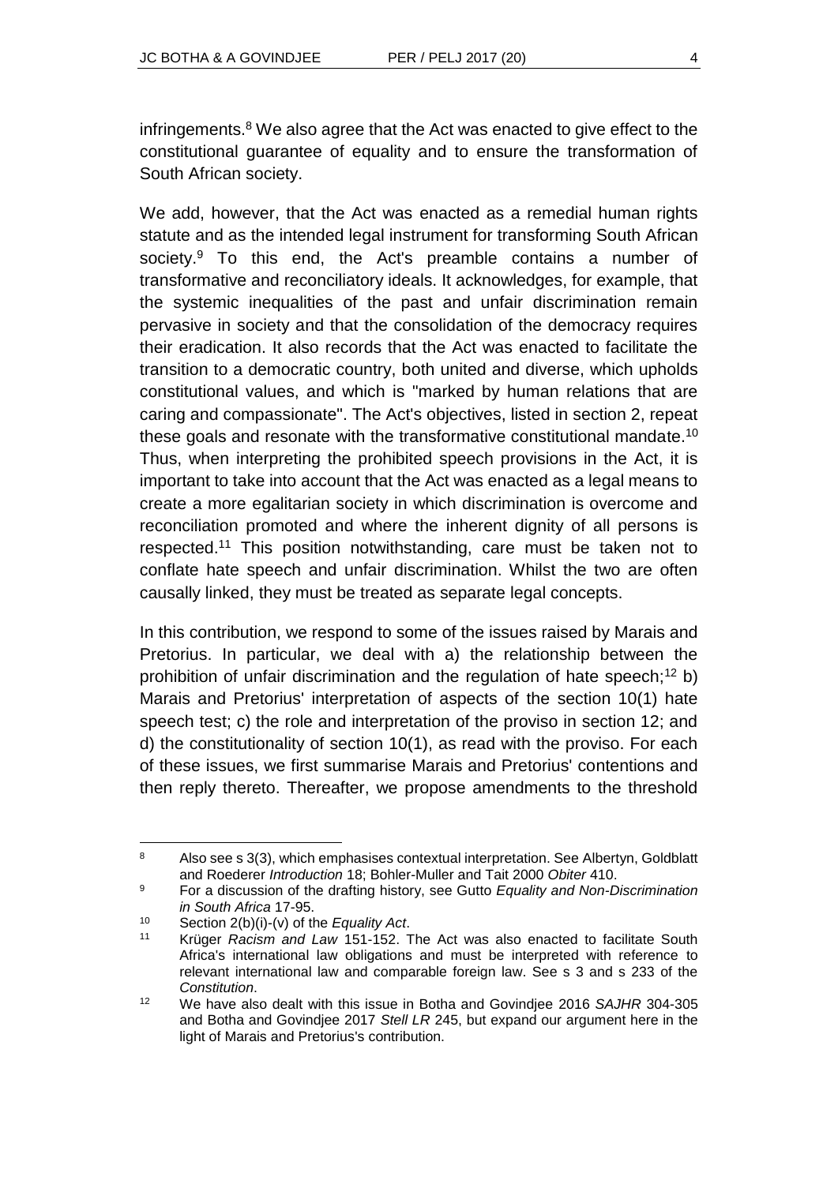infringements.[8] We also agree that the Act was enacted to give effect to the constitutional guarantee of equality and to ensure the transformation of South African society.

We add, however, that the Act was enacted as a remedial human rights statute and as the intended legal instrument for transforming South African society.[9] To this end, the Act's preamble contains a number of transformative and reconciliatory ideals. It acknowledges, for example, that the systemic inequalities of the past and unfair discrimination remain pervasive in society and that the consolidation of the democracy requires their eradication. It also records that the Act was enacted to facilitate the transition to a democratic country, both united and diverse, which upholds constitutional values, and which is "marked by human relations that are caring and compassionate". The Act's objectives, listed in section 2, repeat these goals and resonate with the transformative constitutional mandate.[10] Thus, when interpreting the prohibited speech provisions in the Act, it is important to take into account that the Act was enacted as a legal means to create a more egalitarian society in which discrimination is overcome and reconciliation promoted and where the inherent dignity of all persons is respected.[11] This position notwithstanding, care must be taken not to conflate hate speech and unfair discrimination. Whilst the two are often causally linked, they must be treated as separate legal concepts.

In this contribution, we respond to some of the issues raised by Marais and Pretorius. In particular, we deal with a) the relationship between the prohibition of unfair discrimination and the regulation of hate speech;[12] b) Marais and Pretorius' interpretation of aspects of the section 10(1) hate speech test; c) the role and interpretation of the proviso in section 12; and d) the constitutionality of section 10(1), as read with the proviso. For each of these issues, we first summarise Marais and Pretorius' contentions and then reply thereto. Thereafter, we propose amendments to the threshold

---

[8] Also see s 3(3), which emphasises contextual interpretation. See Albertyn, Goldblatt and Roederer *Introduction* 18; Bohler-Muller and Tait 2000 *Obiter* 410.

[9] For a discussion of the drafting history, see Gutto *Equality and Non-Discrimination in South Africa* 17-95.

[10] Section 2(b)(i)-(v) of the *Equality Act*.

[11] Krüger *Racism and Law* 151-152. The Act was also enacted to facilitate South Africa's international law obligations and must be interpreted with reference to relevant international law and comparable foreign law. See s 3 and s 233 of the *Constitution*.

[12] We have also dealt with this issue in Botha and Govindjee 2016 *SAJHR* 304-305 and Botha and Govindjee 2017 *Stell LR* 245, but expand our argument here in the light of Marais and Pretorius's contribution.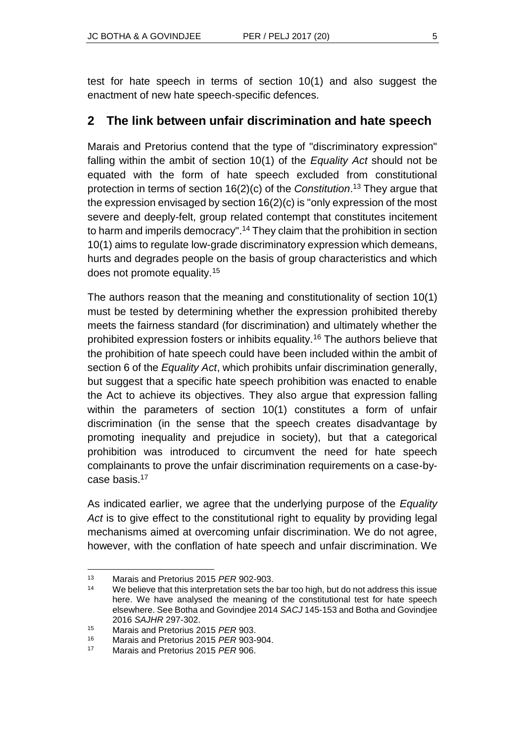test for hate speech in terms of section 10(1) and also suggest the enactment of new hate speech-specific defences.

## 2 The link between unfair discrimination and hate speech

Marais and Pretorius contend that the type of "discriminatory expression" falling within the ambit of section 10(1) of the *Equality Act* should not be equated with the form of hate speech excluded from constitutional protection in terms of section 16(2)(c) of the *Constitution*.[13] They argue that the expression envisaged by section 16(2)(c) is "only expression of the most severe and deeply-felt, group related contempt that constitutes incitement to harm and imperils democracy".[14] They claim that the prohibition in section 10(1) aims to regulate low-grade discriminatory expression which demeans, hurts and degrades people on the basis of group characteristics and which does not promote equality.[15]

The authors reason that the meaning and constitutionality of section 10(1) must be tested by determining whether the expression prohibited thereby meets the fairness standard (for discrimination) and ultimately whether the prohibited expression fosters or inhibits equality.[16] The authors believe that the prohibition of hate speech could have been included within the ambit of section 6 of the *Equality Act*, which prohibits unfair discrimination generally, but suggest that a specific hate speech prohibition was enacted to enable the Act to achieve its objectives. They also argue that expression falling within the parameters of section 10(1) constitutes a form of unfair discrimination (in the sense that the speech creates disadvantage by promoting inequality and prejudice in society), but that a categorical prohibition was introduced to circumvent the need for hate speech complainants to prove the unfair discrimination requirements on a case-by-case basis.[17]

As indicated earlier, we agree that the underlying purpose of the *Equality Act* is to give effect to the constitutional right to equality by providing legal mechanisms aimed at overcoming unfair discrimination. We do not agree, however, with the conflation of hate speech and unfair discrimination. We

---

[13] Marais and Pretorius 2015 *PER* 902-903.

[14] We believe that this interpretation sets the bar too high, but do not address this issue here. We have analysed the meaning of the constitutional test for hate speech elsewhere. See Botha and Govindjee 2014 *SACJ* 145-153 and Botha and Govindjee 2016 *SAJHR* 297-302.

[15] Marais and Pretorius 2015 *PER* 903.

[16] Marais and Pretorius 2015 *PER* 903-904.

[17] Marais and Pretorius 2015 *PER* 906.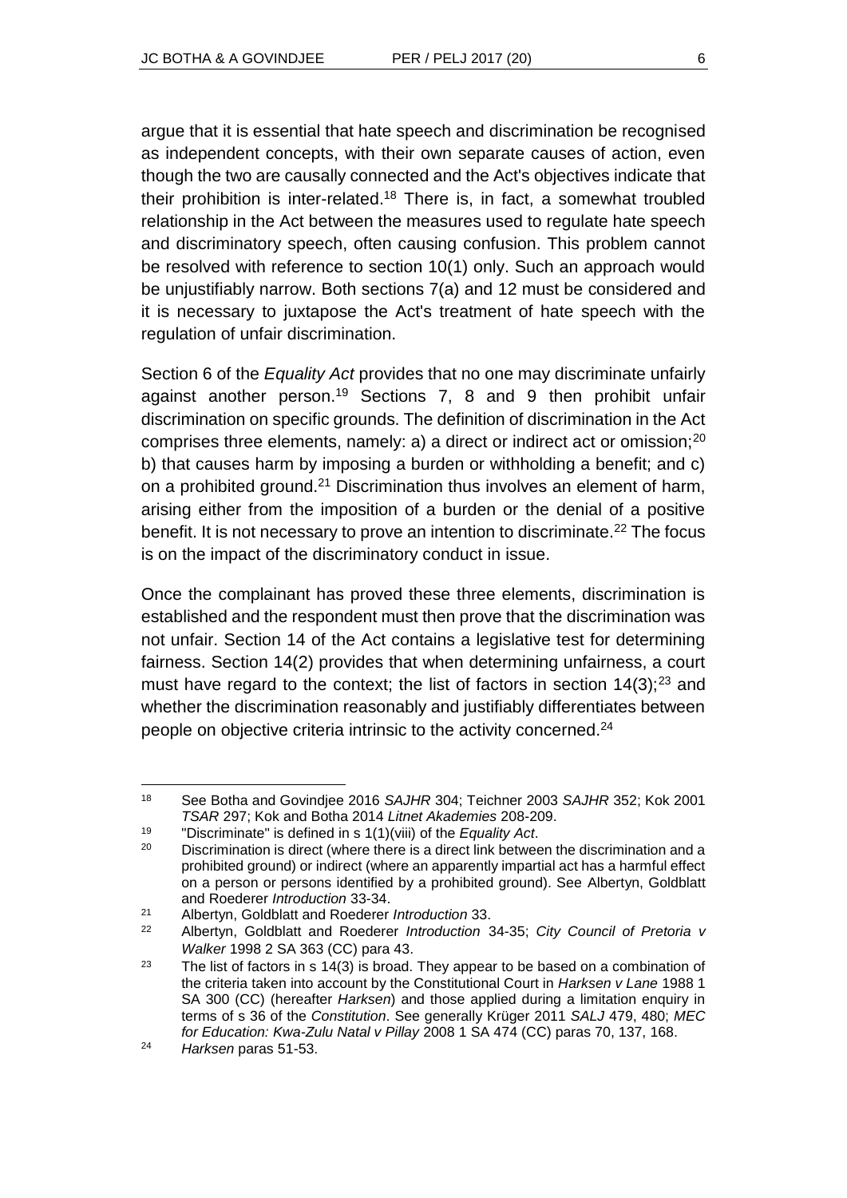argue that it is essential that hate speech and discrimination be recognised as independent concepts, with their own separate causes of action, even though the two are causally connected and the Act's objectives indicate that their prohibition is inter-related.[18] There is, in fact, a somewhat troubled relationship in the Act between the measures used to regulate hate speech and discriminatory speech, often causing confusion. This problem cannot be resolved with reference to section 10(1) only. Such an approach would be unjustifiably narrow. Both sections 7(a) and 12 must be considered and it is necessary to juxtapose the Act's treatment of hate speech with the regulation of unfair discrimination.

Section 6 of the *Equality Act* provides that no one may discriminate unfairly against another person.[19] Sections 7, 8 and 9 then prohibit unfair discrimination on specific grounds. The definition of discrimination in the Act comprises three elements, namely: a) a direct or indirect act or omission;[20] b) that causes harm by imposing a burden or withholding a benefit; and c) on a prohibited ground.[21] Discrimination thus involves an element of harm, arising either from the imposition of a burden or the denial of a positive benefit. It is not necessary to prove an intention to discriminate.[22] The focus is on the impact of the discriminatory conduct in issue.

Once the complainant has proved these three elements, discrimination is established and the respondent must then prove that the discrimination was not unfair. Section 14 of the Act contains a legislative test for determining fairness. Section 14(2) provides that when determining unfairness, a court must have regard to the context; the list of factors in section 14(3);[23] and whether the discrimination reasonably and justifiably differentiates between people on objective criteria intrinsic to the activity concerned.[24]

---

[18] See Botha and Govindjee 2016 *SAJHR* 304; Teichner 2003 *SAJHR* 352; Kok 2001 *TSAR* 297; Kok and Botha 2014 *Litnet Akademies* 208-209.

[19] "Discriminate" is defined in s 1(1)(viii) of the *Equality Act*.

[20] Discrimination is direct (where there is a direct link between the discrimination and a prohibited ground) or indirect (where an apparently impartial act has a harmful effect on a person or persons identified by a prohibited ground). See Albertyn, Goldblatt and Roederer *Introduction* 33-34.

[21] Albertyn, Goldblatt and Roederer *Introduction* 33.

[22] Albertyn, Goldblatt and Roederer *Introduction* 34-35; *City Council of Pretoria v Walker* 1998 2 SA 363 (CC) para 43.

[23] The list of factors in s 14(3) is broad. They appear to be based on a combination of the criteria taken into account by the Constitutional Court in *Harksen v Lane* 1988 1 SA 300 (CC) (hereafter *Harksen*) and those applied during a limitation enquiry in terms of s 36 of the *Constitution*. See generally Krüger 2011 *SALJ* 479, 480; *MEC for Education: Kwa-Zulu Natal v Pillay* 2008 1 SA 474 (CC) paras 70, 137, 168.

[24] *Harksen* paras 51-53.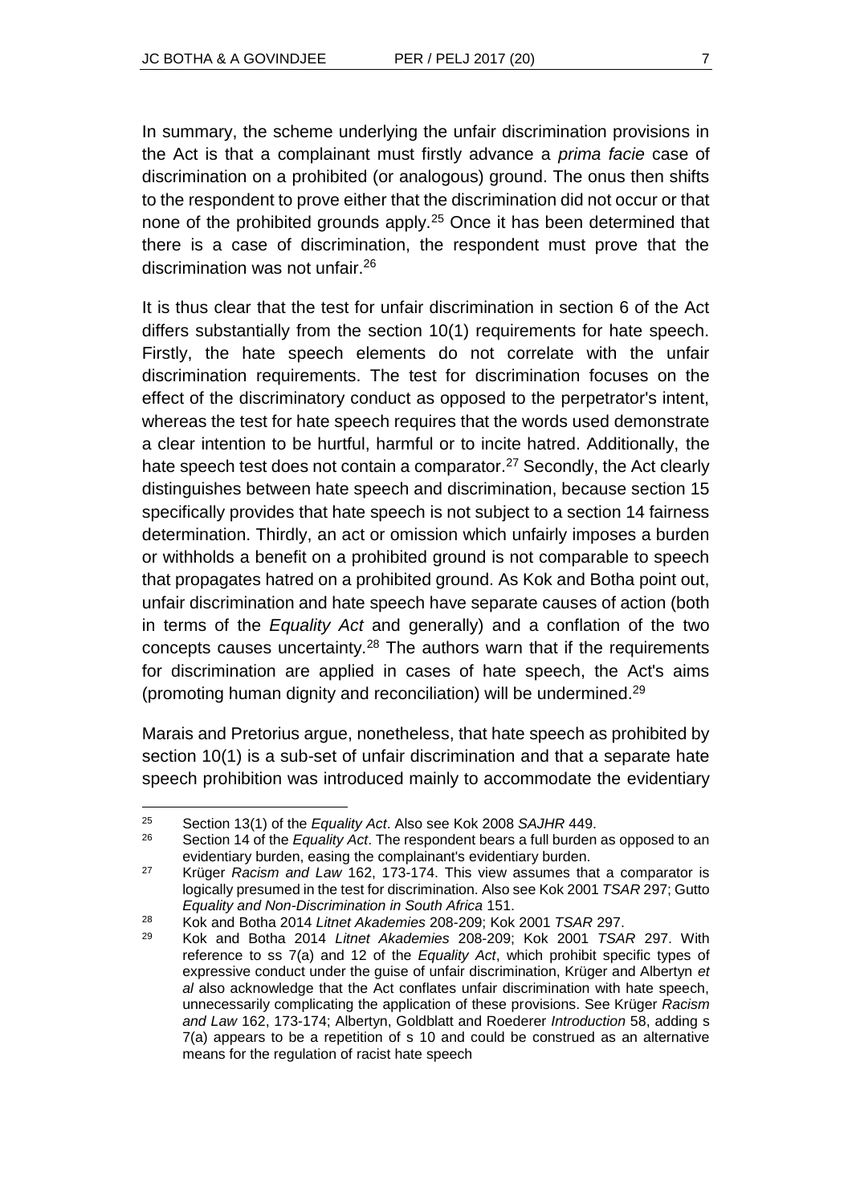In summary, the scheme underlying the unfair discrimination provisions in the Act is that a complainant must firstly advance a *prima facie* case of discrimination on a prohibited (or analogous) ground. The onus then shifts to the respondent to prove either that the discrimination did not occur or that none of the prohibited grounds apply.[25] Once it has been determined that there is a case of discrimination, the respondent must prove that the discrimination was not unfair.[26]

It is thus clear that the test for unfair discrimination in section 6 of the Act differs substantially from the section 10(1) requirements for hate speech. Firstly, the hate speech elements do not correlate with the unfair discrimination requirements. The test for discrimination focuses on the effect of the discriminatory conduct as opposed to the perpetrator's intent, whereas the test for hate speech requires that the words used demonstrate a clear intention to be hurtful, harmful or to incite hatred. Additionally, the hate speech test does not contain a comparator.[27] Secondly, the Act clearly distinguishes between hate speech and discrimination, because section 15 specifically provides that hate speech is not subject to a section 14 fairness determination. Thirdly, an act or omission which unfairly imposes a burden or withholds a benefit on a prohibited ground is not comparable to speech that propagates hatred on a prohibited ground. As Kok and Botha point out, unfair discrimination and hate speech have separate causes of action (both in terms of the *Equality Act* and generally) and a conflation of the two concepts causes uncertainty.[28] The authors warn that if the requirements for discrimination are applied in cases of hate speech, the Act's aims (promoting human dignity and reconciliation) will be undermined.[29]

Marais and Pretorius argue, nonetheless, that hate speech as prohibited by section 10(1) is a sub-set of unfair discrimination and that a separate hate speech prohibition was introduced mainly to accommodate the evidentiary

---

[25] Section 13(1) of the *Equality Act*. Also see Kok 2008 *SAJHR* 449.

[26] Section 14 of the *Equality Act*. The respondent bears a full burden as opposed to an evidentiary burden, easing the complainant's evidentiary burden.

[27] Krüger *Racism and Law* 162, 173-174. This view assumes that a comparator is logically presumed in the test for discrimination. Also see Kok 2001 *TSAR* 297; Gutto *Equality and Non-Discrimination in South Africa* 151.

[28] Kok and Botha 2014 *Litnet Akademies* 208-209; Kok 2001 *TSAR* 297.

[29] Kok and Botha 2014 *Litnet Akademies* 208-209; Kok 2001 *TSAR* 297. With reference to ss 7(a) and 12 of the *Equality Act*, which prohibit specific types of expressive conduct under the guise of unfair discrimination, Krüger and Albertyn *et al* also acknowledge that the Act conflates unfair discrimination with hate speech, unnecessarily complicating the application of these provisions. See Krüger *Racism and Law* 162, 173-174; Albertyn, Goldblatt and Roederer *Introduction* 58, adding s 7(a) appears to be a repetition of s 10 and could be construed as an alternative means for the regulation of racist hate speech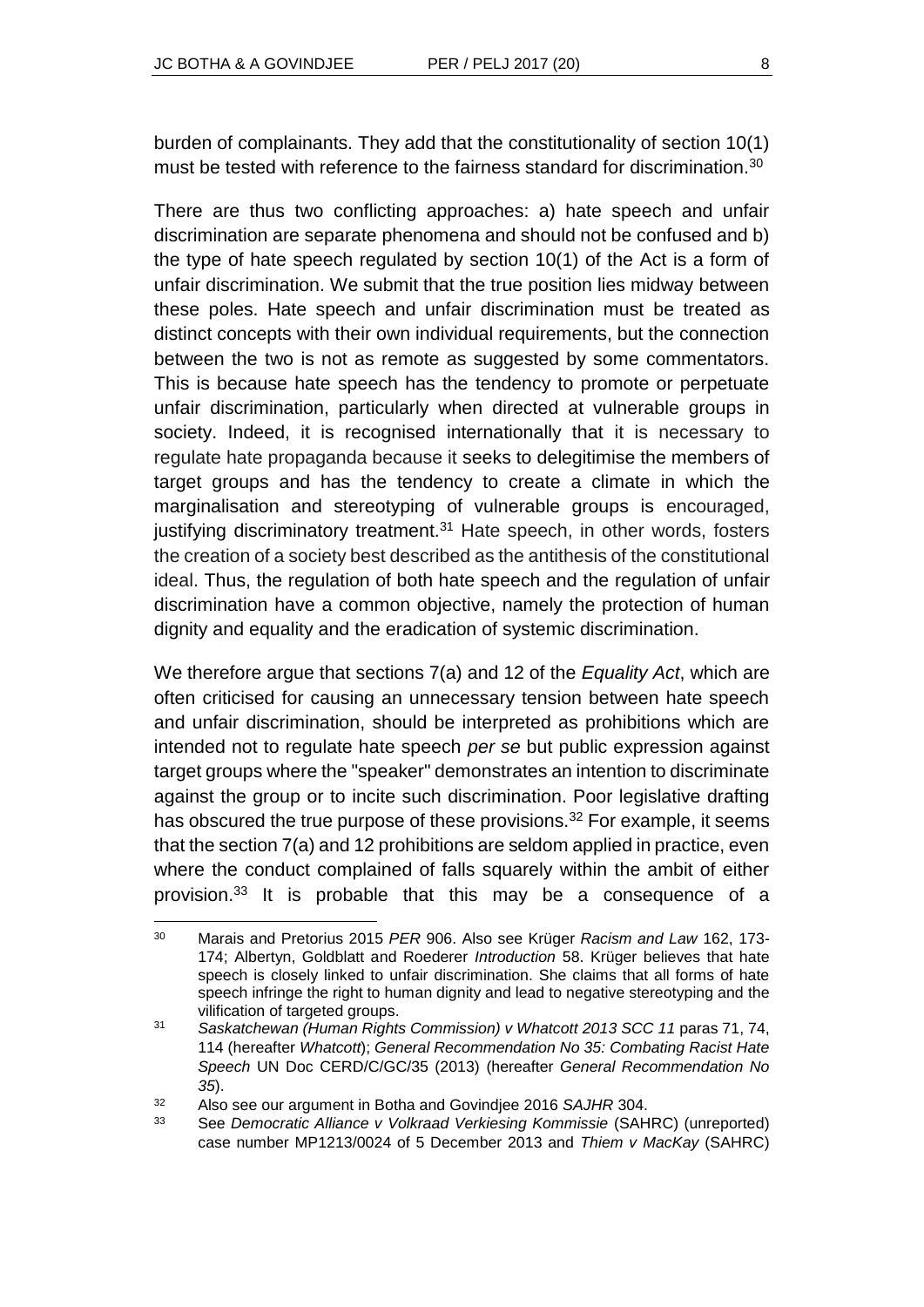burden of complainants. They add that the constitutionality of section 10(1) must be tested with reference to the fairness standard for discrimination.[30]

There are thus two conflicting approaches: a) hate speech and unfair discrimination are separate phenomena and should not be confused and b) the type of hate speech regulated by section 10(1) of the Act is a form of unfair discrimination. We submit that the true position lies midway between these poles. Hate speech and unfair discrimination must be treated as distinct concepts with their own individual requirements, but the connection between the two is not as remote as suggested by some commentators. This is because hate speech has the tendency to promote or perpetuate unfair discrimination, particularly when directed at vulnerable groups in society. Indeed, it is recognised internationally that it is necessary to regulate hate propaganda because it seeks to delegitimise the members of target groups and has the tendency to create a climate in which the marginalisation and stereotyping of vulnerable groups is encouraged, justifying discriminatory treatment.[31] Hate speech, in other words, fosters the creation of a society best described as the antithesis of the constitutional ideal. Thus, the regulation of both hate speech and the regulation of unfair discrimination have a common objective, namely the protection of human dignity and equality and the eradication of systemic discrimination.

We therefore argue that sections 7(a) and 12 of the *Equality Act*, which are often criticised for causing an unnecessary tension between hate speech and unfair discrimination, should be interpreted as prohibitions which are intended not to regulate hate speech *per se* but public expression against target groups where the "speaker" demonstrates an intention to discriminate against the group or to incite such discrimination. Poor legislative drafting has obscured the true purpose of these provisions.[32] For example, it seems that the section 7(a) and 12 prohibitions are seldom applied in practice, even where the conduct complained of falls squarely within the ambit of either provision.[33] It is probable that this may be a consequence of a

---

[30] Marais and Pretorius 2015 *PER* 906. Also see Krüger *Racism and Law* 162, 173-174; Albertyn, Goldblatt and Roederer *Introduction* 58. Krüger believes that hate speech is closely linked to unfair discrimination. She claims that all forms of hate speech infringe the right to human dignity and lead to negative stereotyping and the vilification of targeted groups.

[31] *Saskatchewan (Human Rights Commission) v Whatcott 2013 SCC 11* paras 71, 74, 114 (hereafter *Whatcott*); *General Recommendation No 35: Combating Racist Hate Speech* UN Doc CERD/C/GC/35 (2013) (hereafter *General Recommendation No 35*).

[32] Also see our argument in Botha and Govindjee 2016 *SAJHR* 304.

[33] See *Democratic Alliance v Volkraad Verkiesing Kommissie* (SAHRC) (unreported) case number MP1213/0024 of 5 December 2013 and *Thiem v MacKay* (SAHRC)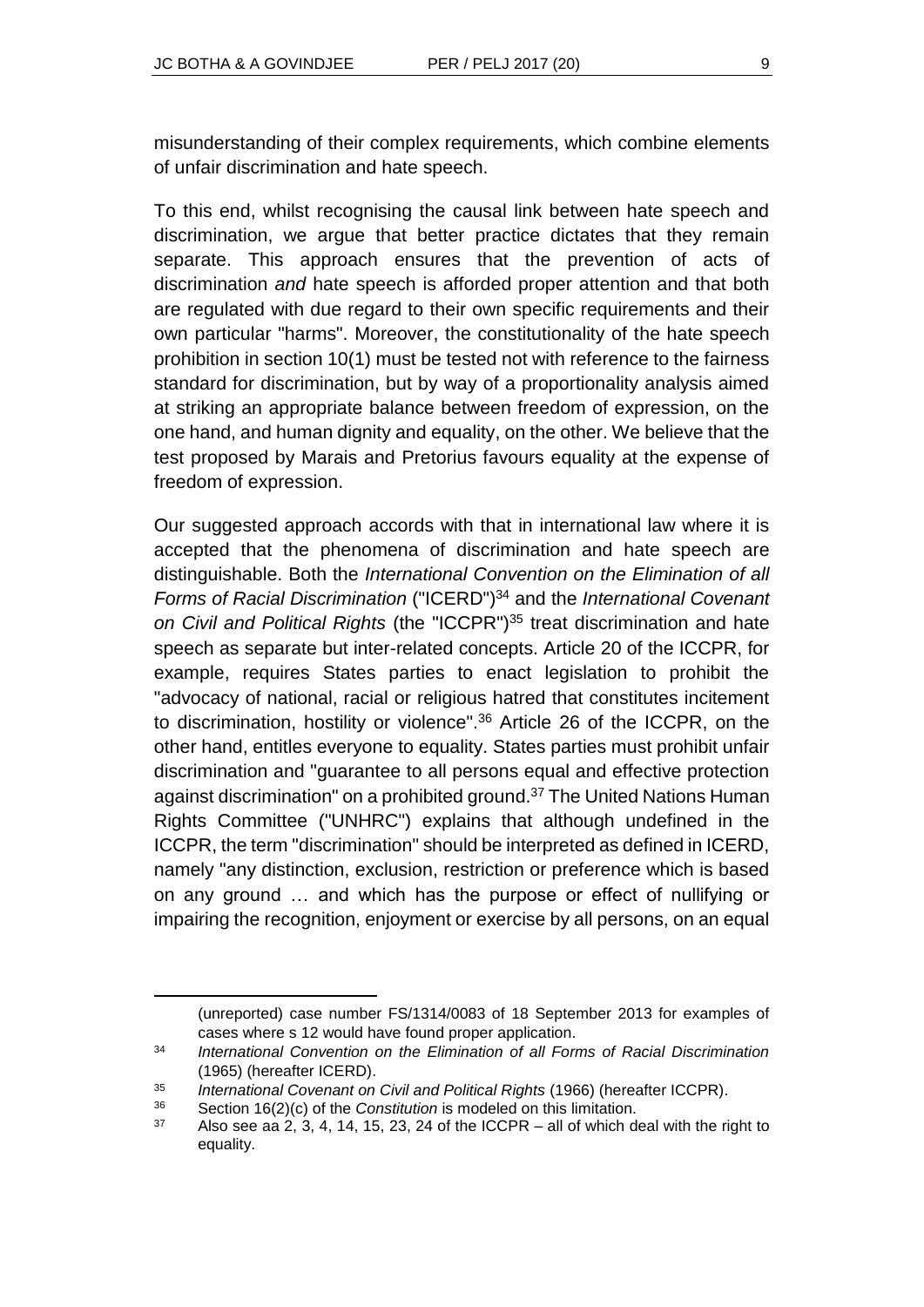misunderstanding of their complex requirements, which combine elements of unfair discrimination and hate speech.

To this end, whilst recognising the causal link between hate speech and discrimination, we argue that better practice dictates that they remain separate. This approach ensures that the prevention of acts of discrimination *and* hate speech is afforded proper attention and that both are regulated with due regard to their own specific requirements and their own particular "harms". Moreover, the constitutionality of the hate speech prohibition in section 10(1) must be tested not with reference to the fairness standard for discrimination, but by way of a proportionality analysis aimed at striking an appropriate balance between freedom of expression, on the one hand, and human dignity and equality, on the other. We believe that the test proposed by Marais and Pretorius favours equality at the expense of freedom of expression.

Our suggested approach accords with that in international law where it is accepted that the phenomena of discrimination and hate speech are distinguishable. Both the *International Convention on the Elimination of all Forms of Racial Discrimination* ("ICERD")[34] and the *International Covenant on Civil and Political Rights* (the "ICCPR")[35] treat discrimination and hate speech as separate but inter-related concepts. Article 20 of the ICCPR, for example, requires States parties to enact legislation to prohibit the "advocacy of national, racial or religious hatred that constitutes incitement to discrimination, hostility or violence".[36] Article 26 of the ICCPR, on the other hand, entitles everyone to equality. States parties must prohibit unfair discrimination and "guarantee to all persons equal and effective protection against discrimination" on a prohibited ground.[37] The United Nations Human Rights Committee ("UNHRC") explains that although undefined in the ICCPR, the term "discrimination" should be interpreted as defined in ICERD, namely "any distinction, exclusion, restriction or preference which is based on any ground … and which has the purpose or effect of nullifying or impairing the recognition, enjoyment or exercise by all persons, on an equal

---

(unreported) case number FS/1314/0083 of 18 September 2013 for examples of cases where s 12 would have found proper application.

[34] *International Convention on the Elimination of all Forms of Racial Discrimination* (1965) (hereafter ICERD).

[35] *International Covenant on Civil and Political Rights* (1966) (hereafter ICCPR).

[36] Section 16(2)(c) of the *Constitution* is modeled on this limitation.

[37] Also see aa 2, 3, 4, 14, 15, 23, 24 of the ICCPR – all of which deal with the right to equality.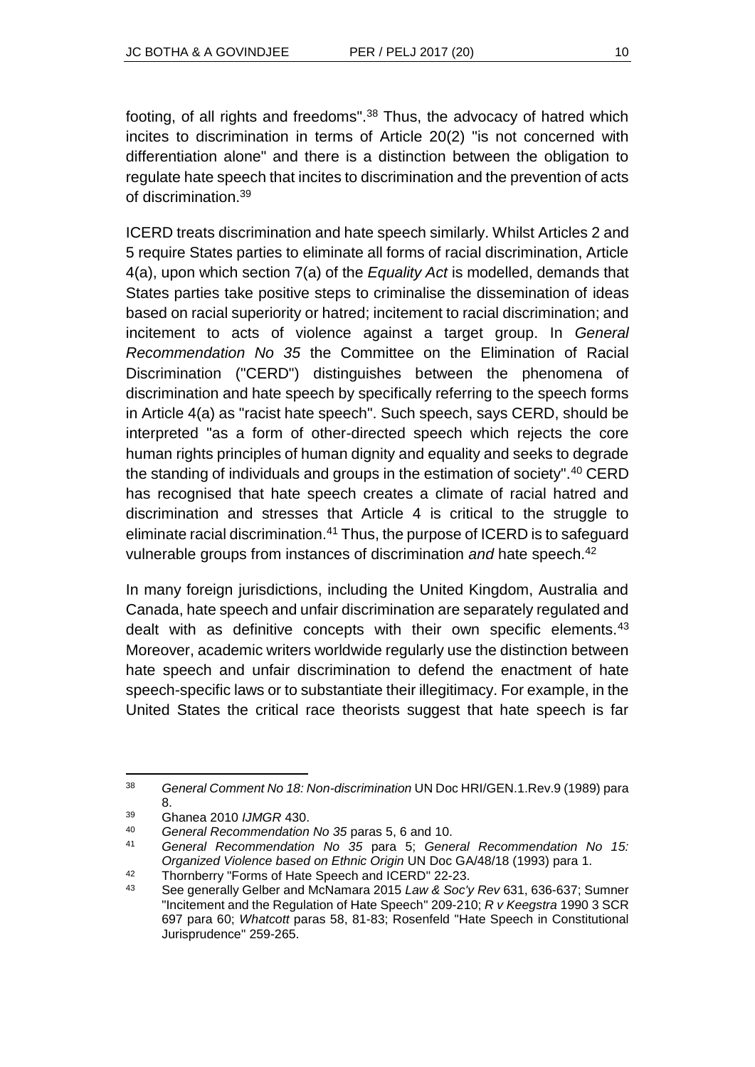footing, of all rights and freedoms".[38] Thus, the advocacy of hatred which incites to discrimination in terms of Article 20(2) "is not concerned with differentiation alone" and there is a distinction between the obligation to regulate hate speech that incites to discrimination and the prevention of acts of discrimination.[39]

ICERD treats discrimination and hate speech similarly. Whilst Articles 2 and 5 require States parties to eliminate all forms of racial discrimination, Article 4(a), upon which section 7(a) of the *Equality Act* is modelled, demands that States parties take positive steps to criminalise the dissemination of ideas based on racial superiority or hatred; incitement to racial discrimination; and incitement to acts of violence against a target group. In *General Recommendation No 35* the Committee on the Elimination of Racial Discrimination ("CERD") distinguishes between the phenomena of discrimination and hate speech by specifically referring to the speech forms in Article 4(a) as "racist hate speech". Such speech, says CERD, should be interpreted "as a form of other-directed speech which rejects the core human rights principles of human dignity and equality and seeks to degrade the standing of individuals and groups in the estimation of society".[40] CERD has recognised that hate speech creates a climate of racial hatred and discrimination and stresses that Article 4 is critical to the struggle to eliminate racial discrimination.[41] Thus, the purpose of ICERD is to safeguard vulnerable groups from instances of discrimination *and* hate speech.[42]

In many foreign jurisdictions, including the United Kingdom, Australia and Canada, hate speech and unfair discrimination are separately regulated and dealt with as definitive concepts with their own specific elements.[43] Moreover, academic writers worldwide regularly use the distinction between hate speech and unfair discrimination to defend the enactment of hate speech-specific laws or to substantiate their illegitimacy. For example, in the United States the critical race theorists suggest that hate speech is far

---

[38] *General Comment No 18: Non-discrimination* UN Doc HRI/GEN.1.Rev.9 (1989) para 8.

[39] Ghanea 2010 *IJMGR* 430.

[40] *General Recommendation No 35* paras 5, 6 and 10.

[41] *General Recommendation No 35* para 5; *General Recommendation No 15: Organized Violence based on Ethnic Origin* UN Doc GA/48/18 (1993) para 1.

[42] Thornberry "Forms of Hate Speech and ICERD" 22-23.

[43] See generally Gelber and McNamara 2015 *Law & Soc'y Rev* 631, 636-637; Sumner "Incitement and the Regulation of Hate Speech" 209-210; *R v Keegstra* 1990 3 SCR 697 para 60; *Whatcott* paras 58, 81-83; Rosenfeld "Hate Speech in Constitutional Jurisprudence" 259-265.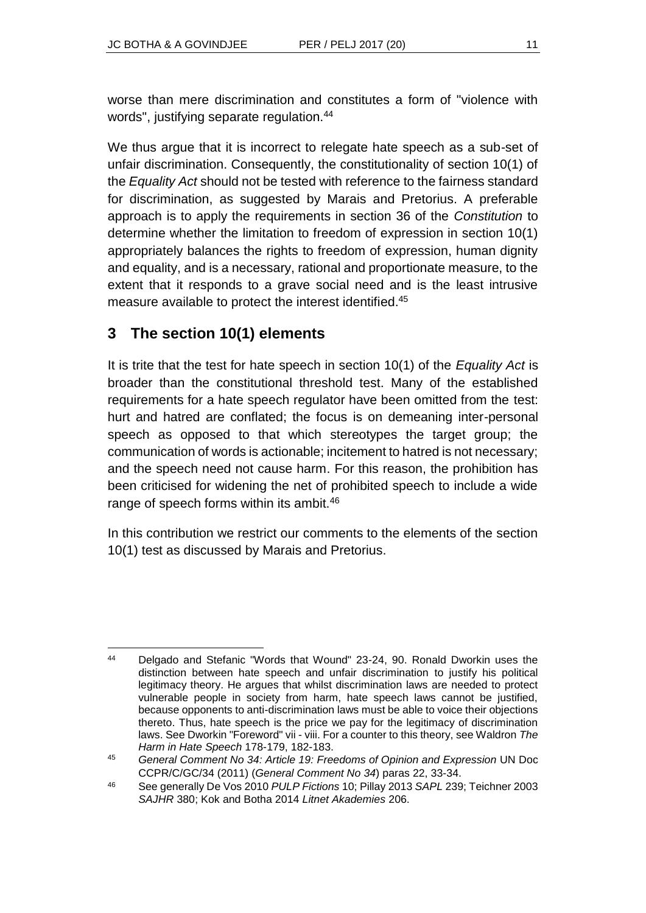worse than mere discrimination and constitutes a form of "violence with words", justifying separate regulation.[44]

We thus argue that it is incorrect to relegate hate speech as a sub-set of unfair discrimination. Consequently, the constitutionality of section 10(1) of the *Equality Act* should not be tested with reference to the fairness standard for discrimination, as suggested by Marais and Pretorius. A preferable approach is to apply the requirements in section 36 of the *Constitution* to determine whether the limitation to freedom of expression in section 10(1) appropriately balances the rights to freedom of expression, human dignity and equality, and is a necessary, rational and proportionate measure, to the extent that it responds to a grave social need and is the least intrusive measure available to protect the interest identified.[45]

## 3 The section 10(1) elements

It is trite that the test for hate speech in section 10(1) of the *Equality Act* is broader than the constitutional threshold test. Many of the established requirements for a hate speech regulator have been omitted from the test: hurt and hatred are conflated; the focus is on demeaning inter-personal speech as opposed to that which stereotypes the target group; the communication of words is actionable; incitement to hatred is not necessary; and the speech need not cause harm. For this reason, the prohibition has been criticised for widening the net of prohibited speech to include a wide range of speech forms within its ambit.[46]

In this contribution we restrict our comments to the elements of the section 10(1) test as discussed by Marais and Pretorius.

---

[44] Delgado and Stefanic "Words that Wound" 23-24, 90. Ronald Dworkin uses the distinction between hate speech and unfair discrimination to justify his political legitimacy theory. He argues that whilst discrimination laws are needed to protect vulnerable people in society from harm, hate speech laws cannot be justified, because opponents to anti-discrimination laws must be able to voice their objections thereto. Thus, hate speech is the price we pay for the legitimacy of discrimination laws. See Dworkin "Foreword" vii - viii. For a counter to this theory, see Waldron *The Harm in Hate Speech* 178-179, 182-183.

[45] *General Comment No 34: Article 19: Freedoms of Opinion and Expression* UN Doc CCPR/C/GC/34 (2011) (*General Comment No 34*) paras 22, 33-34.

[46] See generally De Vos 2010 *PULP Fictions* 10; Pillay 2013 *SAPL* 239; Teichner 2003 *SAJHR* 380; Kok and Botha 2014 *Litnet Akademies* 206.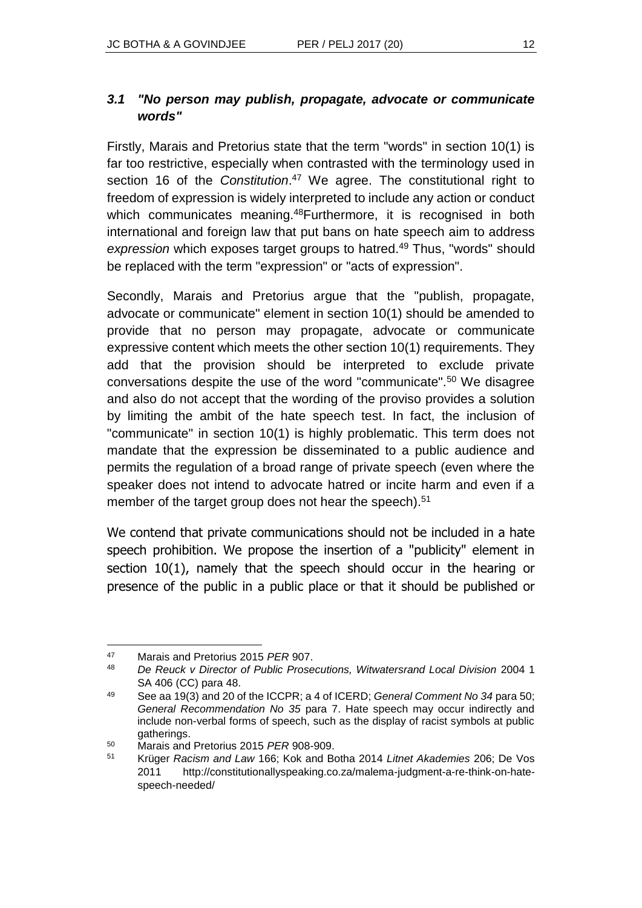### *3.1 "No person may publish, propagate, advocate or communicate words"*

Firstly, Marais and Pretorius state that the term "words" in section 10(1) is far too restrictive, especially when contrasted with the terminology used in section 16 of the *Constitution*.[47] We agree. The constitutional right to freedom of expression is widely interpreted to include any action or conduct which communicates meaning.[48]Furthermore, it is recognised in both international and foreign law that put bans on hate speech aim to address *expression* which exposes target groups to hatred.[49] Thus, "words" should be replaced with the term "expression" or "acts of expression".

Secondly, Marais and Pretorius argue that the "publish, propagate, advocate or communicate" element in section 10(1) should be amended to provide that no person may propagate, advocate or communicate expressive content which meets the other section 10(1) requirements. They add that the provision should be interpreted to exclude private conversations despite the use of the word "communicate".[50] We disagree and also do not accept that the wording of the proviso provides a solution by limiting the ambit of the hate speech test. In fact, the inclusion of "communicate" in section 10(1) is highly problematic. This term does not mandate that the expression be disseminated to a public audience and permits the regulation of a broad range of private speech (even where the speaker does not intend to advocate hatred or incite harm and even if a member of the target group does not hear the speech).[51]

We contend that private communications should not be included in a hate speech prohibition. We propose the insertion of a "publicity" element in section 10(1), namely that the speech should occur in the hearing or presence of the public in a public place or that it should be published or

---

[47] Marais and Pretorius 2015 *PER* 907.

[48] *De Reuck v Director of Public Prosecutions, Witwatersrand Local Division* 2004 1 SA 406 (CC) para 48.

[49] See aa 19(3) and 20 of the ICCPR; a 4 of ICERD; *General Comment No 34* para 50; *General Recommendation No 35* para 7. Hate speech may occur indirectly and include non-verbal forms of speech, such as the display of racist symbols at public gatherings.

[50] Marais and Pretorius 2015 *PER* 908-909.

[51] Krüger *Racism and Law* 166; Kok and Botha 2014 *Litnet Akademies* 206; De Vos 2011 http://constitutionallyspeaking.co.za/malema-judgment-a-re-think-on-hate-speech-needed/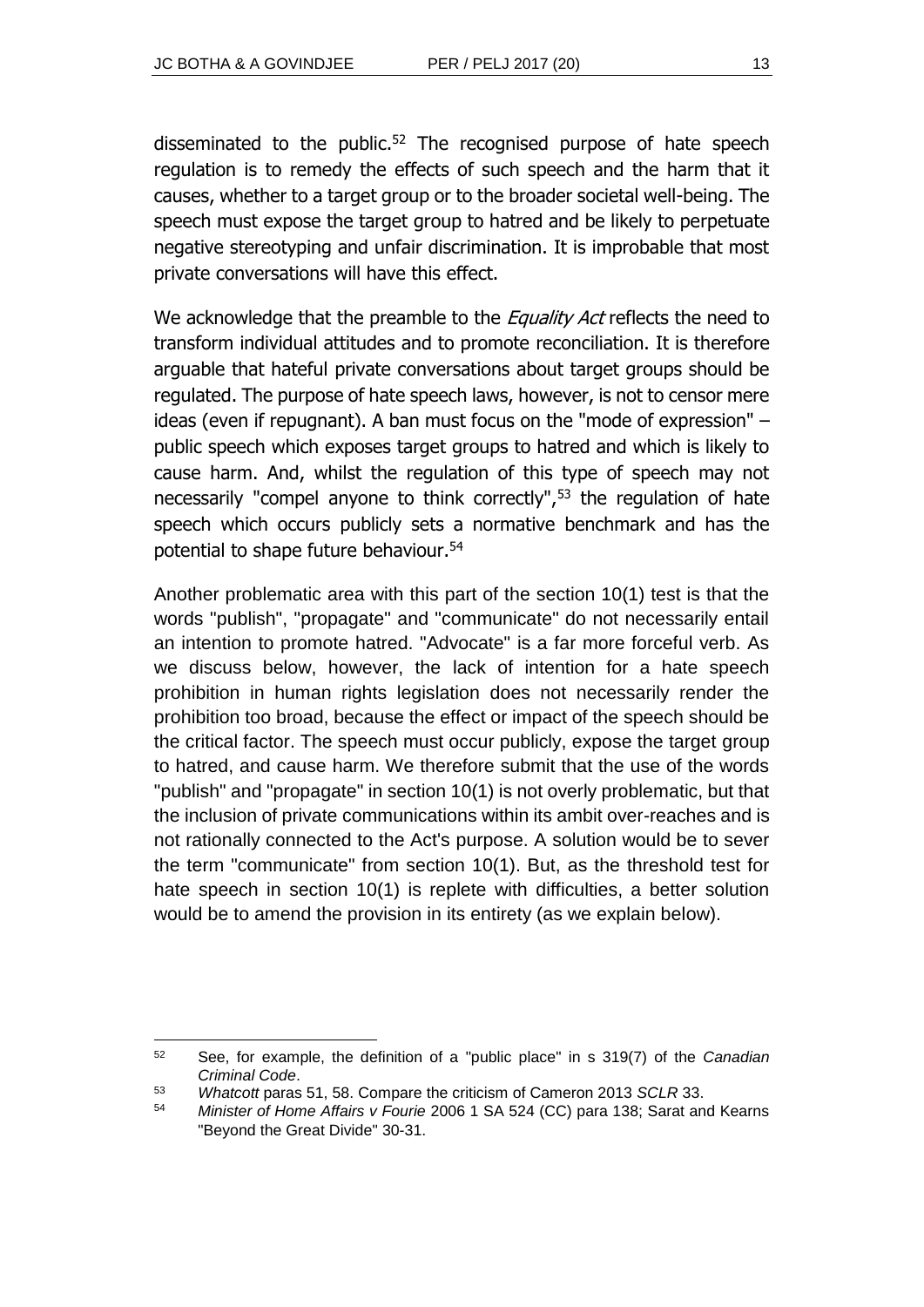disseminated to the public.[52] The recognised purpose of hate speech regulation is to remedy the effects of such speech and the harm that it causes, whether to a target group or to the broader societal well-being. The speech must expose the target group to hatred and be likely to perpetuate negative stereotyping and unfair discrimination. It is improbable that most private conversations will have this effect.

We acknowledge that the preamble to the *Equality Act* reflects the need to transform individual attitudes and to promote reconciliation. It is therefore arguable that hateful private conversations about target groups should be regulated. The purpose of hate speech laws, however, is not to censor mere ideas (even if repugnant). A ban must focus on the "mode of expression" – public speech which exposes target groups to hatred and which is likely to cause harm. And, whilst the regulation of this type of speech may not necessarily "compel anyone to think correctly",[53] the regulation of hate speech which occurs publicly sets a normative benchmark and has the potential to shape future behaviour.[54]

Another problematic area with this part of the section 10(1) test is that the words "publish", "propagate" and "communicate" do not necessarily entail an intention to promote hatred. "Advocate" is a far more forceful verb. As we discuss below, however, the lack of intention for a hate speech prohibition in human rights legislation does not necessarily render the prohibition too broad, because the effect or impact of the speech should be the critical factor. The speech must occur publicly, expose the target group to hatred, and cause harm. We therefore submit that the use of the words "publish" and "propagate" in section 10(1) is not overly problematic, but that the inclusion of private communications within its ambit over-reaches and is not rationally connected to the Act's purpose. A solution would be to sever the term "communicate" from section 10(1). But, as the threshold test for hate speech in section 10(1) is replete with difficulties, a better solution would be to amend the provision in its entirety (as we explain below).

---

[52] See, for example, the definition of a "public place" in s 319(7) of the *Canadian Criminal Code*.

[53] *Whatcott* paras 51, 58. Compare the criticism of Cameron 2013 *SCLR* 33.

[54] *Minister of Home Affairs v Fourie* 2006 1 SA 524 (CC) para 138; Sarat and Kearns "Beyond the Great Divide" 30-31.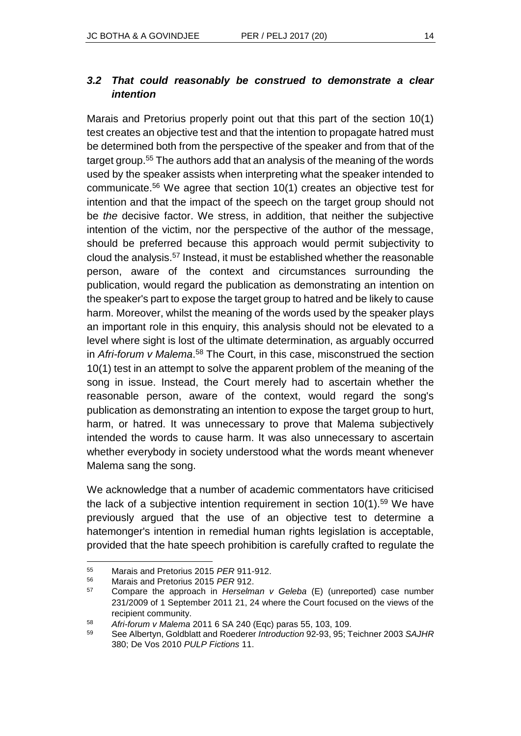### *3.2 That could reasonably be construed to demonstrate a clear intention*

Marais and Pretorius properly point out that this part of the section 10(1) test creates an objective test and that the intention to propagate hatred must be determined both from the perspective of the speaker and from that of the target group.[55] The authors add that an analysis of the meaning of the words used by the speaker assists when interpreting what the speaker intended to communicate.[56] We agree that section 10(1) creates an objective test for intention and that the impact of the speech on the target group should not be *the* decisive factor. We stress, in addition, that neither the subjective intention of the victim, nor the perspective of the author of the message, should be preferred because this approach would permit subjectivity to cloud the analysis.[57] Instead, it must be established whether the reasonable person, aware of the context and circumstances surrounding the publication, would regard the publication as demonstrating an intention on the speaker's part to expose the target group to hatred and be likely to cause harm. Moreover, whilst the meaning of the words used by the speaker plays an important role in this enquiry, this analysis should not be elevated to a level where sight is lost of the ultimate determination, as arguably occurred in *Afri-forum v Malema*.[58] The Court, in this case, misconstrued the section 10(1) test in an attempt to solve the apparent problem of the meaning of the song in issue. Instead, the Court merely had to ascertain whether the reasonable person, aware of the context, would regard the song's publication as demonstrating an intention to expose the target group to hurt, harm, or hatred. It was unnecessary to prove that Malema subjectively intended the words to cause harm. It was also unnecessary to ascertain whether everybody in society understood what the words meant whenever Malema sang the song.

We acknowledge that a number of academic commentators have criticised the lack of a subjective intention requirement in section 10(1).[59] We have previously argued that the use of an objective test to determine a hatemonger's intention in remedial human rights legislation is acceptable, provided that the hate speech prohibition is carefully crafted to regulate the

---

55 Marais and Pretorius 2015 *PER* 911-912.

56 Marais and Pretorius 2015 *PER* 912.

57 Compare the approach in *Herselman v Geleba* (E) (unreported) case number 231/2009 of 1 September 2011 21, 24 where the Court focused on the views of the recipient community.

58 *Afri-forum v Malema* 2011 6 SA 240 (Eqc) paras 55, 103, 109.

59 See Albertyn, Goldblatt and Roederer *Introduction* 92-93, 95; Teichner 2003 *SAJHR* 380; De Vos 2010 *PULP Fictions* 11.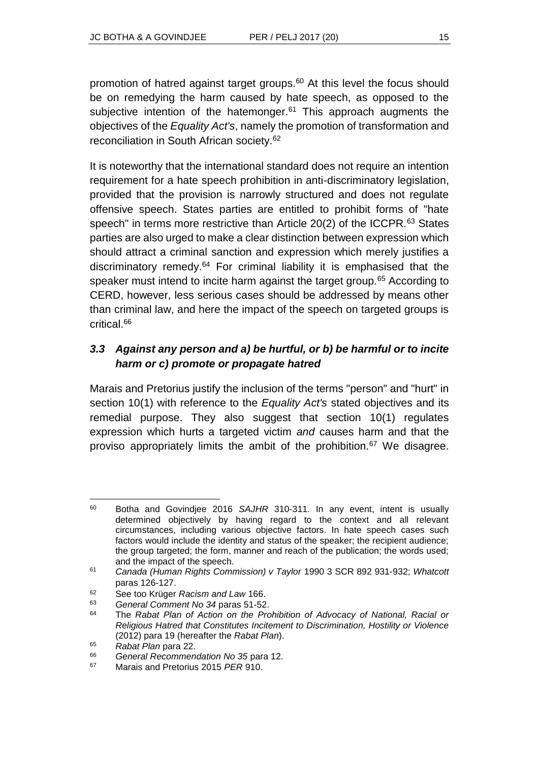promotion of hatred against target groups.[60] At this level the focus should be on remedying the harm caused by hate speech, as opposed to the subjective intention of the hatemonger.[61] This approach augments the objectives of the *Equality Act's*, namely the promotion of transformation and reconciliation in South African society.[62]

It is noteworthy that the international standard does not require an intention requirement for a hate speech prohibition in anti-discriminatory legislation, provided that the provision is narrowly structured and does not regulate offensive speech. States parties are entitled to prohibit forms of "hate speech" in terms more restrictive than Article 20(2) of the ICCPR.[63] States parties are also urged to make a clear distinction between expression which should attract a criminal sanction and expression which merely justifies a discriminatory remedy.[64] For criminal liability it is emphasised that the speaker must intend to incite harm against the target group.[65] According to CERD, however, less serious cases should be addressed by means other than criminal law, and here the impact of the speech on targeted groups is critical.[66]

### *3.3 Against any person and a) be hurtful, or b) be harmful or to incite harm or c) promote or propagate hatred*

Marais and Pretorius justify the inclusion of the terms "person" and "hurt" in section 10(1) with reference to the *Equality Act's* stated objectives and its remedial purpose. They also suggest that section 10(1) regulates expression which hurts a targeted victim *and* causes harm and that the proviso appropriately limits the ambit of the prohibition.[67] We disagree.

---

[60] Botha and Govindjee 2016 *SAJHR* 310-311. In any event, intent is usually determined objectively by having regard to the context and all relevant circumstances, including various objective factors. In hate speech cases such factors would include the identity and status of the speaker; the recipient audience; the group targeted; the form, manner and reach of the publication; the words used; and the impact of the speech.

[61] *Canada (Human Rights Commission) v Taylor* 1990 3 SCR 892 931-932; *Whatcott* paras 126-127.

[62] See too Krüger *Racism and Law* 166.

[63] *General Comment No 34* paras 51-52.

[64] The *Rabat Plan of Action on the Prohibition of Advocacy of National, Racial or Religious Hatred that Constitutes Incitement to Discrimination, Hostility or Violence* (2012) para 19 (hereafter the *Rabat Plan*).

[65] *Rabat Plan* para 22.

[66] *General Recommendation No 35* para 12.

[67] Marais and Pretorius 2015 *PER* 910.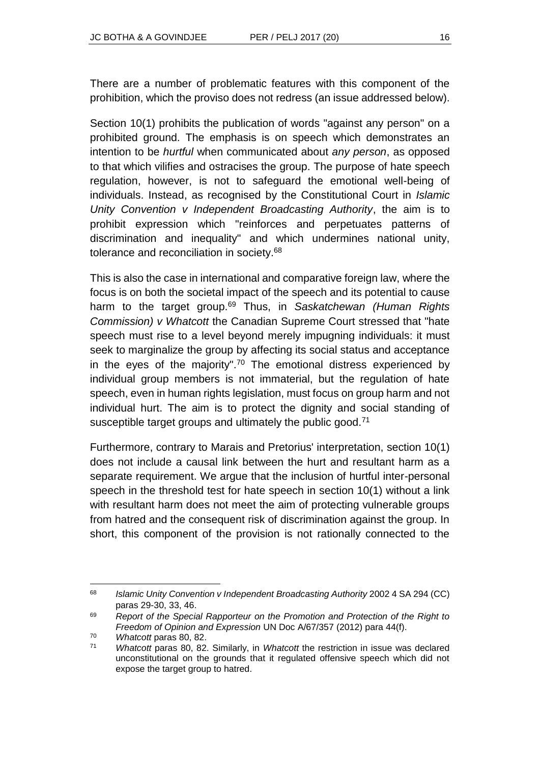There are a number of problematic features with this component of the prohibition, which the proviso does not redress (an issue addressed below).

Section 10(1) prohibits the publication of words "against any person" on a prohibited ground. The emphasis is on speech which demonstrates an intention to be *hurtful* when communicated about *any person*, as opposed to that which vilifies and ostracises the group. The purpose of hate speech regulation, however, is not to safeguard the emotional well-being of individuals. Instead, as recognised by the Constitutional Court in *Islamic Unity Convention v Independent Broadcasting Authority*, the aim is to prohibit expression which "reinforces and perpetuates patterns of discrimination and inequality" and which undermines national unity, tolerance and reconciliation in society.[68]

This is also the case in international and comparative foreign law, where the focus is on both the societal impact of the speech and its potential to cause harm to the target group.[69] Thus, in *Saskatchewan (Human Rights Commission) v Whatcott* the Canadian Supreme Court stressed that "hate speech must rise to a level beyond merely impugning individuals: it must seek to marginalize the group by affecting its social status and acceptance in the eyes of the majority".[70] The emotional distress experienced by individual group members is not immaterial, but the regulation of hate speech, even in human rights legislation, must focus on group harm and not individual hurt. The aim is to protect the dignity and social standing of susceptible target groups and ultimately the public good.[71]

Furthermore, contrary to Marais and Pretorius' interpretation, section 10(1) does not include a causal link between the hurt and resultant harm as a separate requirement. We argue that the inclusion of hurtful inter-personal speech in the threshold test for hate speech in section 10(1) without a link with resultant harm does not meet the aim of protecting vulnerable groups from hatred and the consequent risk of discrimination against the group. In short, this component of the provision is not rationally connected to the

---

[68] *Islamic Unity Convention v Independent Broadcasting Authority* 2002 4 SA 294 (CC) paras 29-30, 33, 46.

[69] *Report of the Special Rapporteur on the Promotion and Protection of the Right to Freedom of Opinion and Expression* UN Doc A/67/357 (2012) para 44(f).

[70] *Whatcott* paras 80, 82.

[71] *Whatcott* paras 80, 82. Similarly, in *Whatcott* the restriction in issue was declared unconstitutional on the grounds that it regulated offensive speech which did not expose the target group to hatred.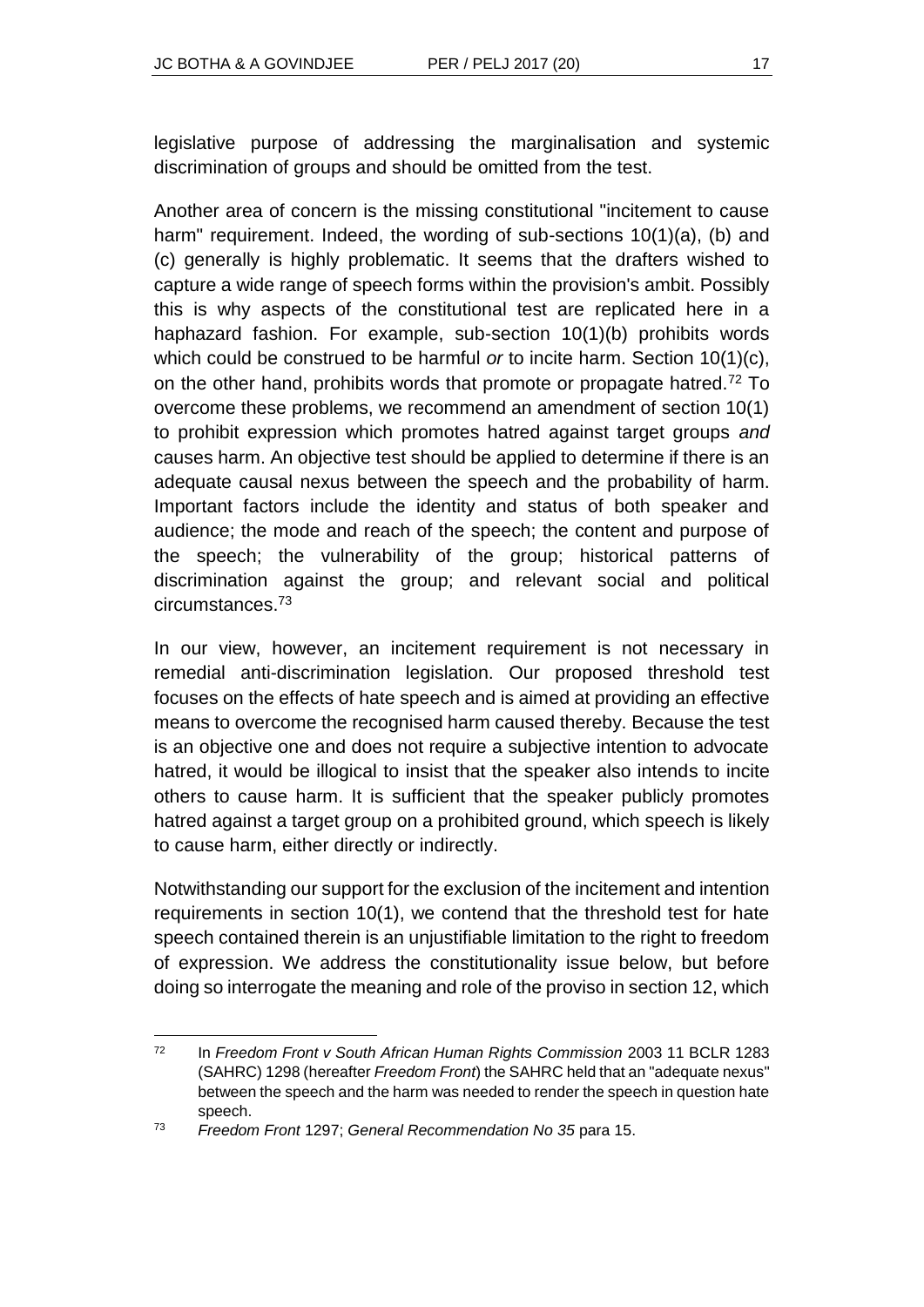legislative purpose of addressing the marginalisation and systemic discrimination of groups and should be omitted from the test.

Another area of concern is the missing constitutional "incitement to cause harm" requirement. Indeed, the wording of sub-sections 10(1)(a), (b) and (c) generally is highly problematic. It seems that the drafters wished to capture a wide range of speech forms within the provision's ambit. Possibly this is why aspects of the constitutional test are replicated here in a haphazard fashion. For example, sub-section 10(1)(b) prohibits words which could be construed to be harmful *or* to incite harm. Section 10(1)(c), on the other hand, prohibits words that promote or propagate hatred.[72] To overcome these problems, we recommend an amendment of section 10(1) to prohibit expression which promotes hatred against target groups *and* causes harm. An objective test should be applied to determine if there is an adequate causal nexus between the speech and the probability of harm. Important factors include the identity and status of both speaker and audience; the mode and reach of the speech; the content and purpose of the speech; the vulnerability of the group; historical patterns of discrimination against the group; and relevant social and political circumstances.[73]

In our view, however, an incitement requirement is not necessary in remedial anti-discrimination legislation. Our proposed threshold test focuses on the effects of hate speech and is aimed at providing an effective means to overcome the recognised harm caused thereby. Because the test is an objective one and does not require a subjective intention to advocate hatred, it would be illogical to insist that the speaker also intends to incite others to cause harm. It is sufficient that the speaker publicly promotes hatred against a target group on a prohibited ground, which speech is likely to cause harm, either directly or indirectly.

Notwithstanding our support for the exclusion of the incitement and intention requirements in section 10(1), we contend that the threshold test for hate speech contained therein is an unjustifiable limitation to the right to freedom of expression. We address the constitutionality issue below, but before doing so interrogate the meaning and role of the proviso in section 12, which

---

72 In *Freedom Front v South African Human Rights Commission* 2003 11 BCLR 1283 (SAHRC) 1298 (hereafter *Freedom Front*) the SAHRC held that an "adequate nexus" between the speech and the harm was needed to render the speech in question hate speech.

73 *Freedom Front* 1297; *General Recommendation No 35* para 15.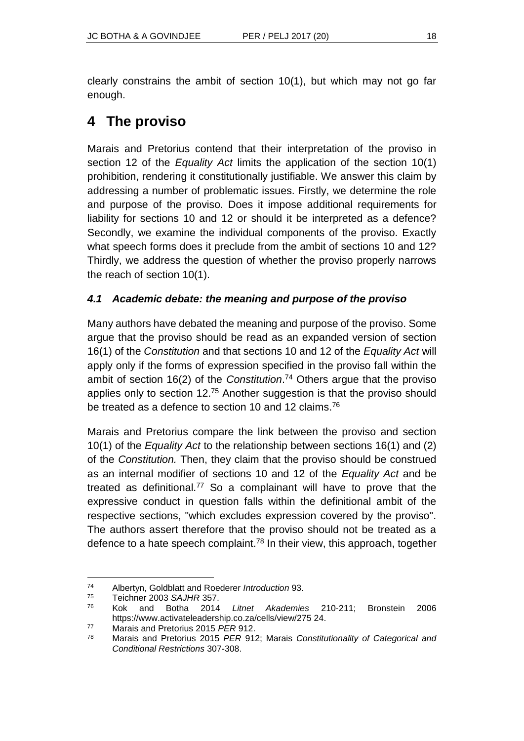clearly constrains the ambit of section 10(1), but which may not go far enough.

# 4 The proviso

Marais and Pretorius contend that their interpretation of the proviso in section 12 of the *Equality Act* limits the application of the section 10(1) prohibition, rendering it constitutionally justifiable. We answer this claim by addressing a number of problematic issues. Firstly, we determine the role and purpose of the proviso. Does it impose additional requirements for liability for sections 10 and 12 or should it be interpreted as a defence? Secondly, we examine the individual components of the proviso. Exactly what speech forms does it preclude from the ambit of sections 10 and 12? Thirdly, we address the question of whether the proviso properly narrows the reach of section 10(1).

### *4.1 Academic debate: the meaning and purpose of the proviso*

Many authors have debated the meaning and purpose of the proviso. Some argue that the proviso should be read as an expanded version of section 16(1) of the *Constitution* and that sections 10 and 12 of the *Equality Act* will apply only if the forms of expression specified in the proviso fall within the ambit of section 16(2) of the *Constitution*.[74] Others argue that the proviso applies only to section 12.[75] Another suggestion is that the proviso should be treated as a defence to section 10 and 12 claims.[76]

Marais and Pretorius compare the link between the proviso and section 10(1) of the *Equality Act* to the relationship between sections 16(1) and (2) of the *Constitution.* Then, they claim that the proviso should be construed as an internal modifier of sections 10 and 12 of the *Equality Act* and be treated as definitional.[77] So a complainant will have to prove that the expressive conduct in question falls within the definitional ambit of the respective sections, "which excludes expression covered by the proviso". The authors assert therefore that the proviso should not be treated as a defence to a hate speech complaint.[78] In their view, this approach, together

---

[74] Albertyn, Goldblatt and Roederer *Introduction* 93.

[75] Teichner 2003 *SAJHR* 357.

[76] Kok and Botha 2014 *Litnet Akademies* 210-211; Bronstein 2006 https://www.activateleadership.co.za/cells/view/275 24.

[77] Marais and Pretorius 2015 *PER* 912.

[78] Marais and Pretorius 2015 *PER* 912; Marais *Constitutionality of Categorical and Conditional Restrictions* 307-308.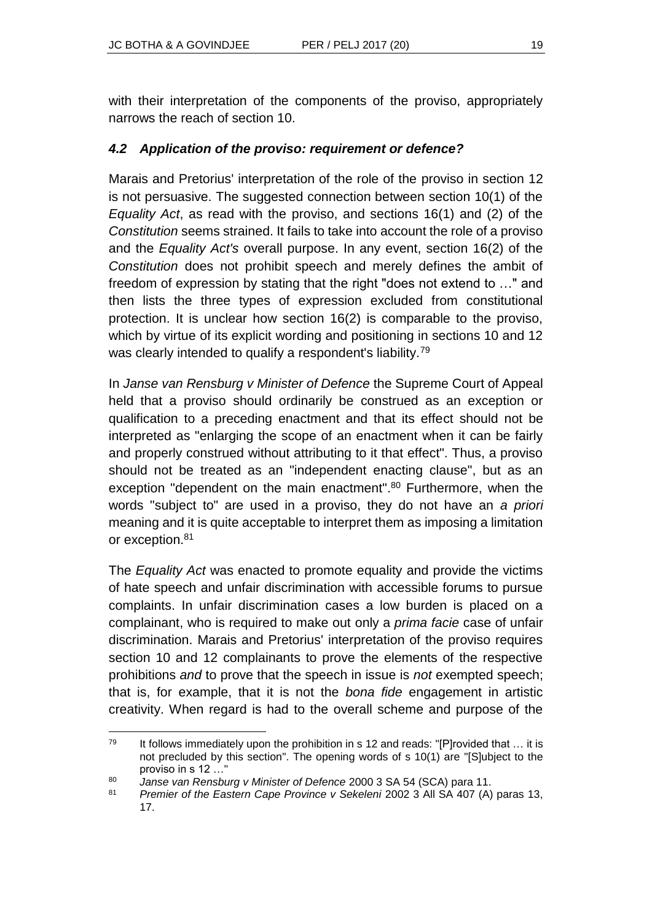with their interpretation of the components of the proviso, appropriately narrows the reach of section 10.

### *4.2 Application of the proviso: requirement or defence?*

Marais and Pretorius' interpretation of the role of the proviso in section 12 is not persuasive. The suggested connection between section 10(1) of the *Equality Act*, as read with the proviso, and sections 16(1) and (2) of the *Constitution* seems strained. It fails to take into account the role of a proviso and the *Equality Act's* overall purpose. In any event, section 16(2) of the *Constitution* does not prohibit speech and merely defines the ambit of freedom of expression by stating that the right "does not extend to …" and then lists the three types of expression excluded from constitutional protection. It is unclear how section 16(2) is comparable to the proviso, which by virtue of its explicit wording and positioning in sections 10 and 12 was clearly intended to qualify a respondent's liability.[79]

In *Janse van Rensburg v Minister of Defence* the Supreme Court of Appeal held that a proviso should ordinarily be construed as an exception or qualification to a preceding enactment and that its effect should not be interpreted as "enlarging the scope of an enactment when it can be fairly and properly construed without attributing to it that effect". Thus, a proviso should not be treated as an "independent enacting clause", but as an exception "dependent on the main enactment".[80] Furthermore, when the words "subject to" are used in a proviso, they do not have an *a priori* meaning and it is quite acceptable to interpret them as imposing a limitation or exception.[81]

The *Equality Act* was enacted to promote equality and provide the victims of hate speech and unfair discrimination with accessible forums to pursue complaints. In unfair discrimination cases a low burden is placed on a complainant, who is required to make out only a *prima facie* case of unfair discrimination. Marais and Pretorius' interpretation of the proviso requires section 10 and 12 complainants to prove the elements of the respective prohibitions *and* to prove that the speech in issue is *not* exempted speech; that is, for example, that it is not the *bona fide* engagement in artistic creativity. When regard is had to the overall scheme and purpose of the

---

[79] It follows immediately upon the prohibition in s 12 and reads: "[P]rovided that … it is not precluded by this section". The opening words of s 10(1) are "[S]ubject to the proviso in s 12 …"

[80] *Janse van Rensburg v Minister of Defence* 2000 3 SA 54 (SCA) para 11.

[81] *Premier of the Eastern Cape Province v Sekeleni* 2002 3 All SA 407 (A) paras 13, 17.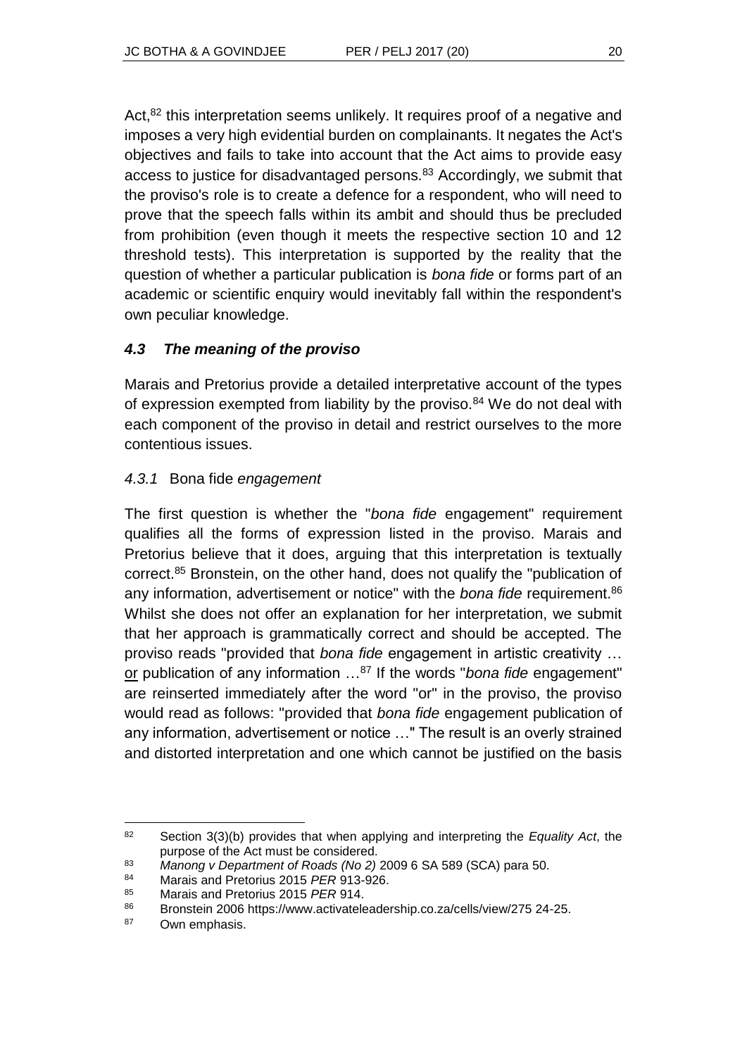Act,[82] this interpretation seems unlikely. It requires proof of a negative and imposes a very high evidential burden on complainants. It negates the Act's objectives and fails to take into account that the Act aims to provide easy access to justice for disadvantaged persons.[83] Accordingly, we submit that the proviso's role is to create a defence for a respondent, who will need to prove that the speech falls within its ambit and should thus be precluded from prohibition (even though it meets the respective section 10 and 12 threshold tests). This interpretation is supported by the reality that the question of whether a particular publication is *bona fide* or forms part of an academic or scientific enquiry would inevitably fall within the respondent's own peculiar knowledge.

### *4.3 The meaning of the proviso*

Marais and Pretorius provide a detailed interpretative account of the types of expression exempted from liability by the proviso.[84] We do not deal with each component of the proviso in detail and restrict ourselves to the more contentious issues.

#### *4.3.1* Bona fide *engagement*

The first question is whether the "*bona fide* engagement" requirement qualifies all the forms of expression listed in the proviso. Marais and Pretorius believe that it does, arguing that this interpretation is textually correct.[85] Bronstein, on the other hand, does not qualify the "publication of any information, advertisement or notice" with the *bona fide* requirement.[86] Whilst she does not offer an explanation for her interpretation, we submit that her approach is grammatically correct and should be accepted. The proviso reads "provided that *bona fide* engagement in artistic creativity … <u>or</u> publication of any information …[87] If the words "*bona fide* engagement" are reinserted immediately after the word "or" in the proviso, the proviso would read as follows: "provided that *bona fide* engagement publication of any information, advertisement or notice …" The result is an overly strained and distorted interpretation and one which cannot be justified on the basis

---

[82] Section 3(3)(b) provides that when applying and interpreting the *Equality Act*, the purpose of the Act must be considered.

[83] *Manong v Department of Roads (No 2)* 2009 6 SA 589 (SCA) para 50.

[84] Marais and Pretorius 2015 *PER* 913-926.

[85] Marais and Pretorius 2015 *PER* 914.

[86] Bronstein 2006 https://www.activateleadership.co.za/cells/view/275 24-25.

[87] Own emphasis.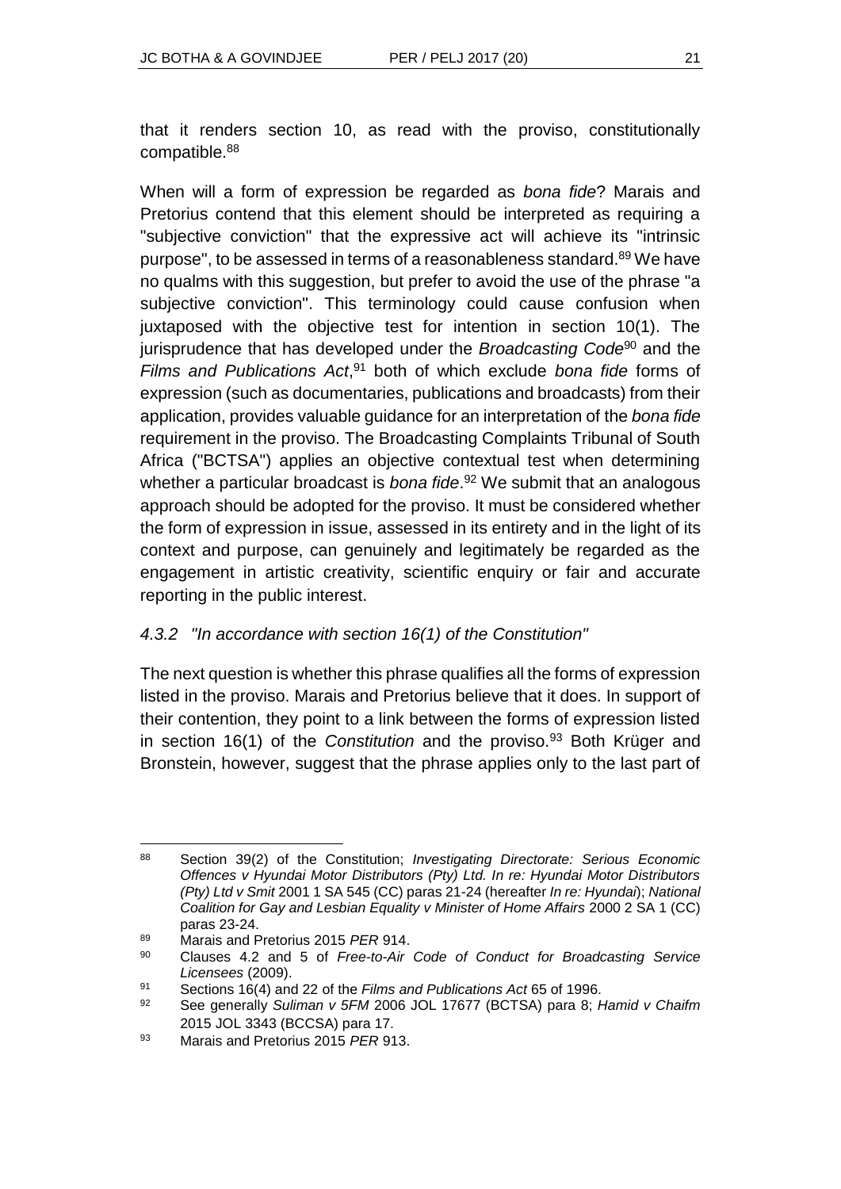that it renders section 10, as read with the proviso, constitutionally compatible.[88]

When will a form of expression be regarded as *bona fide*? Marais and Pretorius contend that this element should be interpreted as requiring a "subjective conviction" that the expressive act will achieve its "intrinsic purpose", to be assessed in terms of a reasonableness standard.[89] We have no qualms with this suggestion, but prefer to avoid the use of the phrase "a subjective conviction". This terminology could cause confusion when juxtaposed with the objective test for intention in section 10(1). The jurisprudence that has developed under the *Broadcasting Code*[90] and the *Films and Publications Act*,[91] both of which exclude *bona fide* forms of expression (such as documentaries, publications and broadcasts) from their application, provides valuable guidance for an interpretation of the *bona fide* requirement in the proviso. The Broadcasting Complaints Tribunal of South Africa ("BCTSA") applies an objective contextual test when determining whether a particular broadcast is *bona fide*.[92] We submit that an analogous approach should be adopted for the proviso. It must be considered whether the form of expression in issue, assessed in its entirety and in the light of its context and purpose, can genuinely and legitimately be regarded as the engagement in artistic creativity, scientific enquiry or fair and accurate reporting in the public interest.

### *4.3.2 "In accordance with section 16(1) of the Constitution"*

The next question is whether this phrase qualifies all the forms of expression listed in the proviso. Marais and Pretorius believe that it does. In support of their contention, they point to a link between the forms of expression listed in section 16(1) of the *Constitution* and the proviso.[93] Both Krüger and Bronstein, however, suggest that the phrase applies only to the last part of

---

88 Section 39(2) of the Constitution; *Investigating Directorate: Serious Economic Offences v Hyundai Motor Distributors (Pty) Ltd. In re: Hyundai Motor Distributors (Pty) Ltd v Smit* 2001 1 SA 545 (CC) paras 21-24 (hereafter *In re: Hyundai*); *National Coalition for Gay and Lesbian Equality v Minister of Home Affairs* 2000 2 SA 1 (CC) paras 23-24.

89 Marais and Pretorius 2015 *PER* 914.

90 Clauses 4.2 and 5 of *Free-to-Air Code of Conduct for Broadcasting Service Licensees* (2009).

91 Sections 16(4) and 22 of the *Films and Publications Act* 65 of 1996.

92 See generally *Suliman v 5FM* 2006 JOL 17677 (BCTSA) para 8; *Hamid v Chaifm* 2015 JOL 3343 (BCCSA) para 17.

93 Marais and Pretorius 2015 *PER* 913.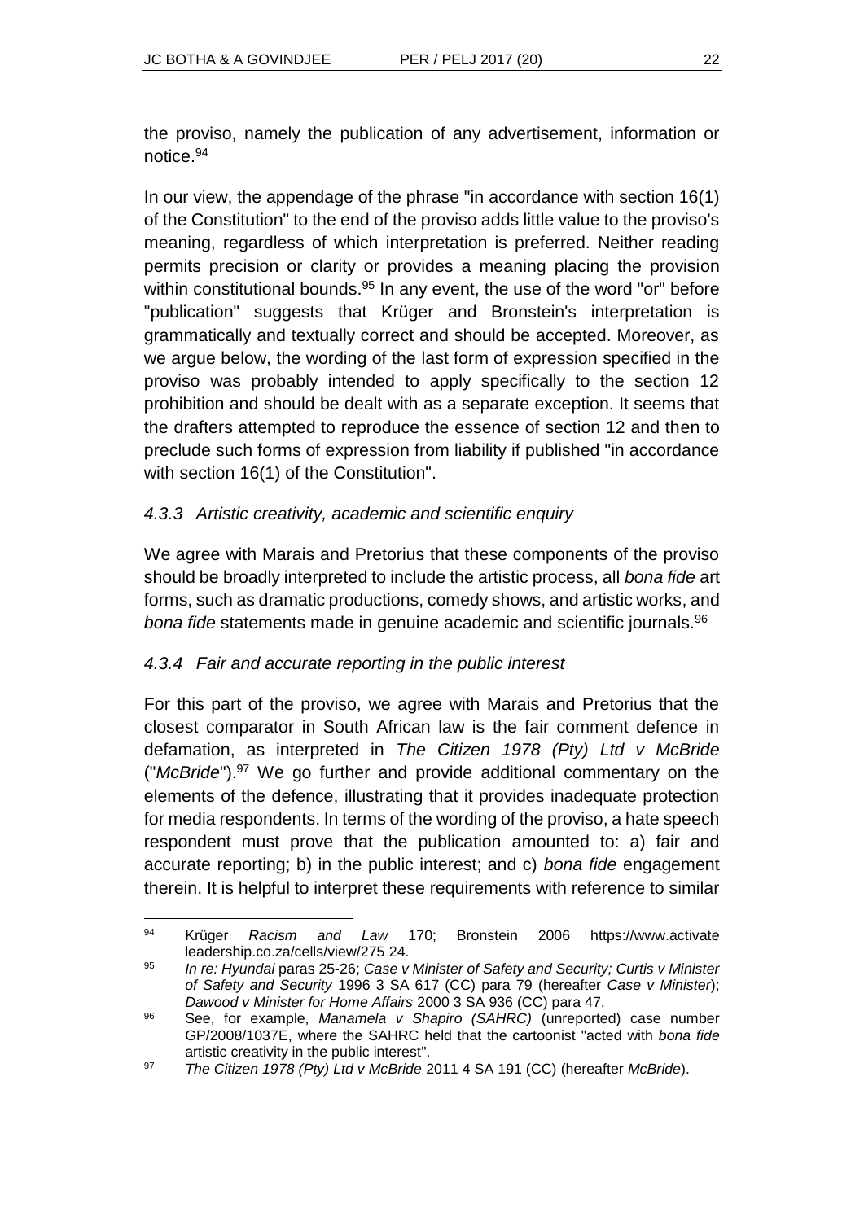the proviso, namely the publication of any advertisement, information or notice.[94]

In our view, the appendage of the phrase "in accordance with section 16(1) of the Constitution" to the end of the proviso adds little value to the proviso's meaning, regardless of which interpretation is preferred. Neither reading permits precision or clarity or provides a meaning placing the provision within constitutional bounds.[95] In any event, the use of the word "or" before "publication" suggests that Krüger and Bronstein's interpretation is grammatically and textually correct and should be accepted. Moreover, as we argue below, the wording of the last form of expression specified in the proviso was probably intended to apply specifically to the section 12 prohibition and should be dealt with as a separate exception. It seems that the drafters attempted to reproduce the essence of section 12 and then to preclude such forms of expression from liability if published "in accordance with section 16(1) of the Constitution".

#### *4.3.3 Artistic creativity, academic and scientific enquiry*

We agree with Marais and Pretorius that these components of the proviso should be broadly interpreted to include the artistic process, all *bona fide* art forms, such as dramatic productions, comedy shows, and artistic works, and *bona fide* statements made in genuine academic and scientific journals.[96]

#### *4.3.4 Fair and accurate reporting in the public interest*

For this part of the proviso, we agree with Marais and Pretorius that the closest comparator in South African law is the fair comment defence in defamation, as interpreted in *The Citizen 1978 (Pty) Ltd v McBride* ("*McBride*").[97] We go further and provide additional commentary on the elements of the defence, illustrating that it provides inadequate protection for media respondents. In terms of the wording of the proviso, a hate speech respondent must prove that the publication amounted to: a) fair and accurate reporting; b) in the public interest; and c) *bona fide* engagement therein. It is helpful to interpret these requirements with reference to similar

---

[94] Krüger *Racism and Law* 170; Bronstein 2006 https://www.activateleadership.co.za/cells/view/275 24.

[95] *In re: Hyundai* paras 25-26; *Case v Minister of Safety and Security; Curtis v Minister of Safety and Security* 1996 3 SA 617 (CC) para 79 (hereafter *Case v Minister*); *Dawood v Minister for Home Affairs* 2000 3 SA 936 (CC) para 47.

[96] See, for example, *Manamela v Shapiro (SAHRC)* (unreported) case number GP/2008/1037E, where the SAHRC held that the cartoonist "acted with *bona fide* artistic creativity in the public interest".

[97] *The Citizen 1978 (Pty) Ltd v McBride* 2011 4 SA 191 (CC) (hereafter *McBride*).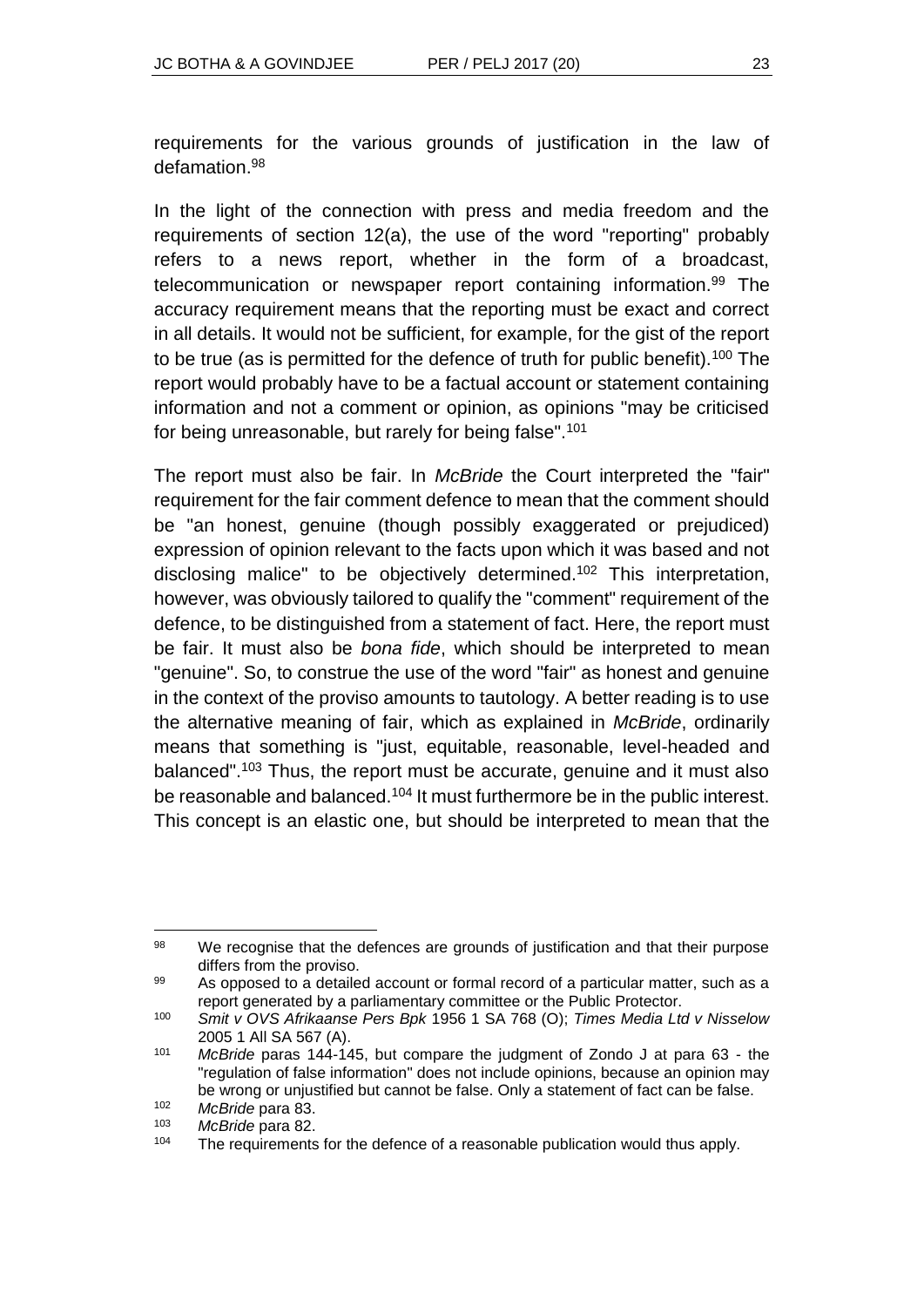requirements for the various grounds of justification in the law of defamation.[98]

In the light of the connection with press and media freedom and the requirements of section 12(a), the use of the word "reporting" probably refers to a news report, whether in the form of a broadcast, telecommunication or newspaper report containing information.[99] The accuracy requirement means that the reporting must be exact and correct in all details. It would not be sufficient, for example, for the gist of the report to be true (as is permitted for the defence of truth for public benefit).[100] The report would probably have to be a factual account or statement containing information and not a comment or opinion, as opinions "may be criticised for being unreasonable, but rarely for being false".[101]

The report must also be fair. In *McBride* the Court interpreted the "fair" requirement for the fair comment defence to mean that the comment should be "an honest, genuine (though possibly exaggerated or prejudiced) expression of opinion relevant to the facts upon which it was based and not disclosing malice" to be objectively determined.[102] This interpretation, however, was obviously tailored to qualify the "comment" requirement of the defence, to be distinguished from a statement of fact. Here, the report must be fair. It must also be *bona fide*, which should be interpreted to mean "genuine". So, to construe the use of the word "fair" as honest and genuine in the context of the proviso amounts to tautology. A better reading is to use the alternative meaning of fair, which as explained in *McBride*, ordinarily means that something is "just, equitable, reasonable, level-headed and balanced".[103] Thus, the report must be accurate, genuine and it must also be reasonable and balanced.[104] It must furthermore be in the public interest. This concept is an elastic one, but should be interpreted to mean that the

---

98 We recognise that the defences are grounds of justification and that their purpose differs from the proviso.

99 As opposed to a detailed account or formal record of a particular matter, such as a report generated by a parliamentary committee or the Public Protector.

100 *Smit v OVS Afrikaanse Pers Bpk* 1956 1 SA 768 (O); *Times Media Ltd v Nisselow* 2005 1 All SA 567 (A).

101 *McBride* paras 144-145, but compare the judgment of Zondo J at para 63 - the "regulation of false information" does not include opinions, because an opinion may be wrong or unjustified but cannot be false. Only a statement of fact can be false.

102 *McBride* para 83.

103 *McBride* para 82.

104 The requirements for the defence of a reasonable publication would thus apply.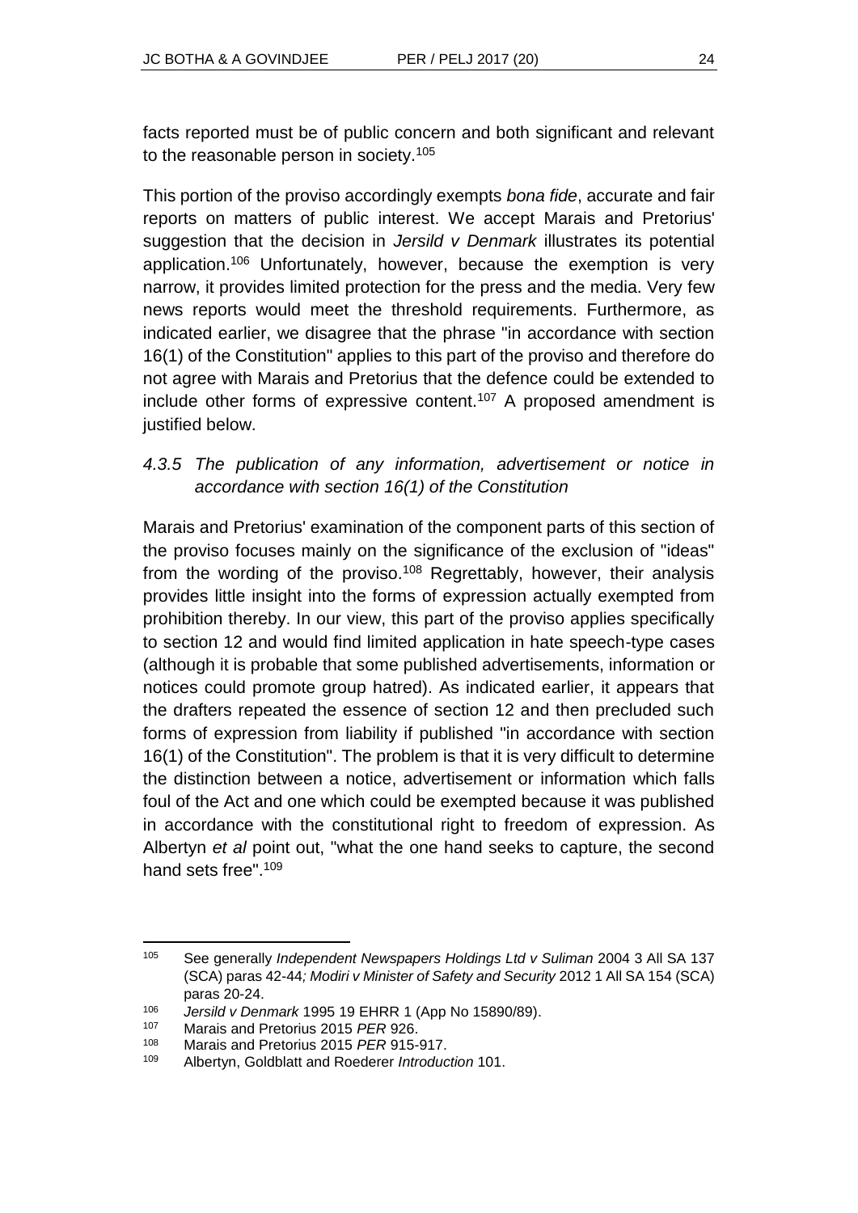facts reported must be of public concern and both significant and relevant to the reasonable person in society.[105]

This portion of the proviso accordingly exempts *bona fide*, accurate and fair reports on matters of public interest. We accept Marais and Pretorius' suggestion that the decision in *Jersild v Denmark* illustrates its potential application.[106] Unfortunately, however, because the exemption is very narrow, it provides limited protection for the press and the media. Very few news reports would meet the threshold requirements. Furthermore, as indicated earlier, we disagree that the phrase "in accordance with section 16(1) of the Constitution" applies to this part of the proviso and therefore do not agree with Marais and Pretorius that the defence could be extended to include other forms of expressive content.[107] A proposed amendment is justified below.

#### *4.3.5 The publication of any information, advertisement or notice in accordance with section 16(1) of the Constitution*

Marais and Pretorius' examination of the component parts of this section of the proviso focuses mainly on the significance of the exclusion of "ideas" from the wording of the proviso.[108] Regrettably, however, their analysis provides little insight into the forms of expression actually exempted from prohibition thereby. In our view, this part of the proviso applies specifically to section 12 and would find limited application in hate speech-type cases (although it is probable that some published advertisements, information or notices could promote group hatred). As indicated earlier, it appears that the drafters repeated the essence of section 12 and then precluded such forms of expression from liability if published "in accordance with section 16(1) of the Constitution". The problem is that it is very difficult to determine the distinction between a notice, advertisement or information which falls foul of the Act and one which could be exempted because it was published in accordance with the constitutional right to freedom of expression. As Albertyn *et al* point out, "what the one hand seeks to capture, the second hand sets free".[109]

---

[105] See generally *Independent Newspapers Holdings Ltd v Suliman* 2004 3 All SA 137 (SCA) paras 42-44*; Modiri v Minister of Safety and Security* 2012 1 All SA 154 (SCA) paras 20-24.

[106] *Jersild v Denmark* 1995 19 EHRR 1 (App No 15890/89).

[107] Marais and Pretorius 2015 *PER* 926.

[108] Marais and Pretorius 2015 *PER* 915-917.

[109] Albertyn, Goldblatt and Roederer *Introduction* 101.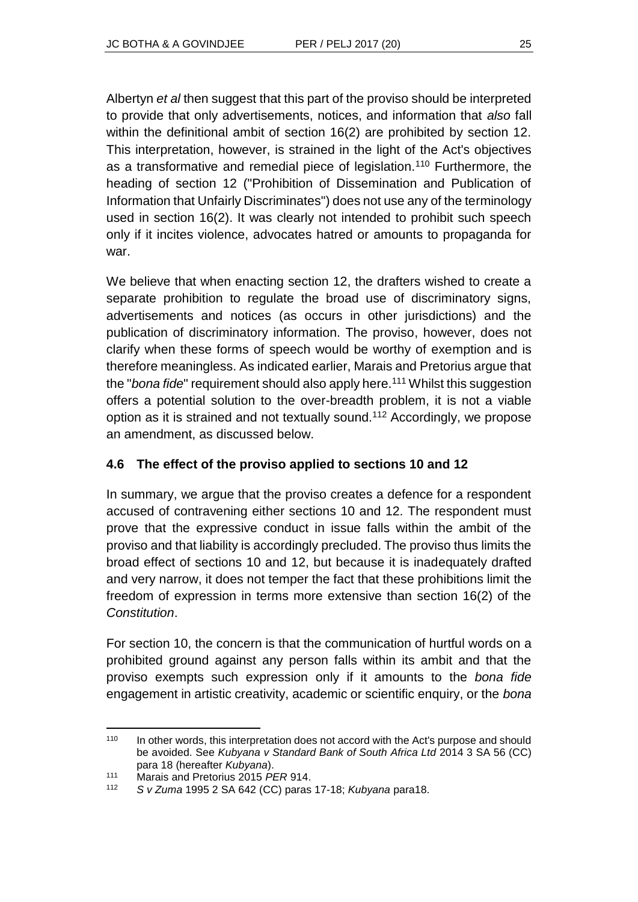Albertyn *et al* then suggest that this part of the proviso should be interpreted to provide that only advertisements, notices, and information that *also* fall within the definitional ambit of section 16(2) are prohibited by section 12. This interpretation, however, is strained in the light of the Act's objectives as a transformative and remedial piece of legislation.[110] Furthermore, the heading of section 12 ("Prohibition of Dissemination and Publication of Information that Unfairly Discriminates") does not use any of the terminology used in section 16(2). It was clearly not intended to prohibit such speech only if it incites violence, advocates hatred or amounts to propaganda for war.

We believe that when enacting section 12, the drafters wished to create a separate prohibition to regulate the broad use of discriminatory signs, advertisements and notices (as occurs in other jurisdictions) and the publication of discriminatory information. The proviso, however, does not clarify when these forms of speech would be worthy of exemption and is therefore meaningless. As indicated earlier, Marais and Pretorius argue that the "*bona fide*" requirement should also apply here.[111] Whilst this suggestion offers a potential solution to the over-breadth problem, it is not a viable option as it is strained and not textually sound.[112] Accordingly, we propose an amendment, as discussed below.

### 4.6 The effect of the proviso applied to sections 10 and 12

In summary, we argue that the proviso creates a defence for a respondent accused of contravening either sections 10 and 12. The respondent must prove that the expressive conduct in issue falls within the ambit of the proviso and that liability is accordingly precluded. The proviso thus limits the broad effect of sections 10 and 12, but because it is inadequately drafted and very narrow, it does not temper the fact that these prohibitions limit the freedom of expression in terms more extensive than section 16(2) of the *Constitution*.

For section 10, the concern is that the communication of hurtful words on a prohibited ground against any person falls within its ambit and that the proviso exempts such expression only if it amounts to the *bona fide* engagement in artistic creativity, academic or scientific enquiry, or the *bona*

---

[110] In other words, this interpretation does not accord with the Act's purpose and should be avoided. See *Kubyana v Standard Bank of South Africa Ltd* 2014 3 SA 56 (CC) para 18 (hereafter *Kubyana*).

[111] Marais and Pretorius 2015 *PER* 914.

[112] *S v Zuma* 1995 2 SA 642 (CC) paras 17-18; *Kubyana* para18.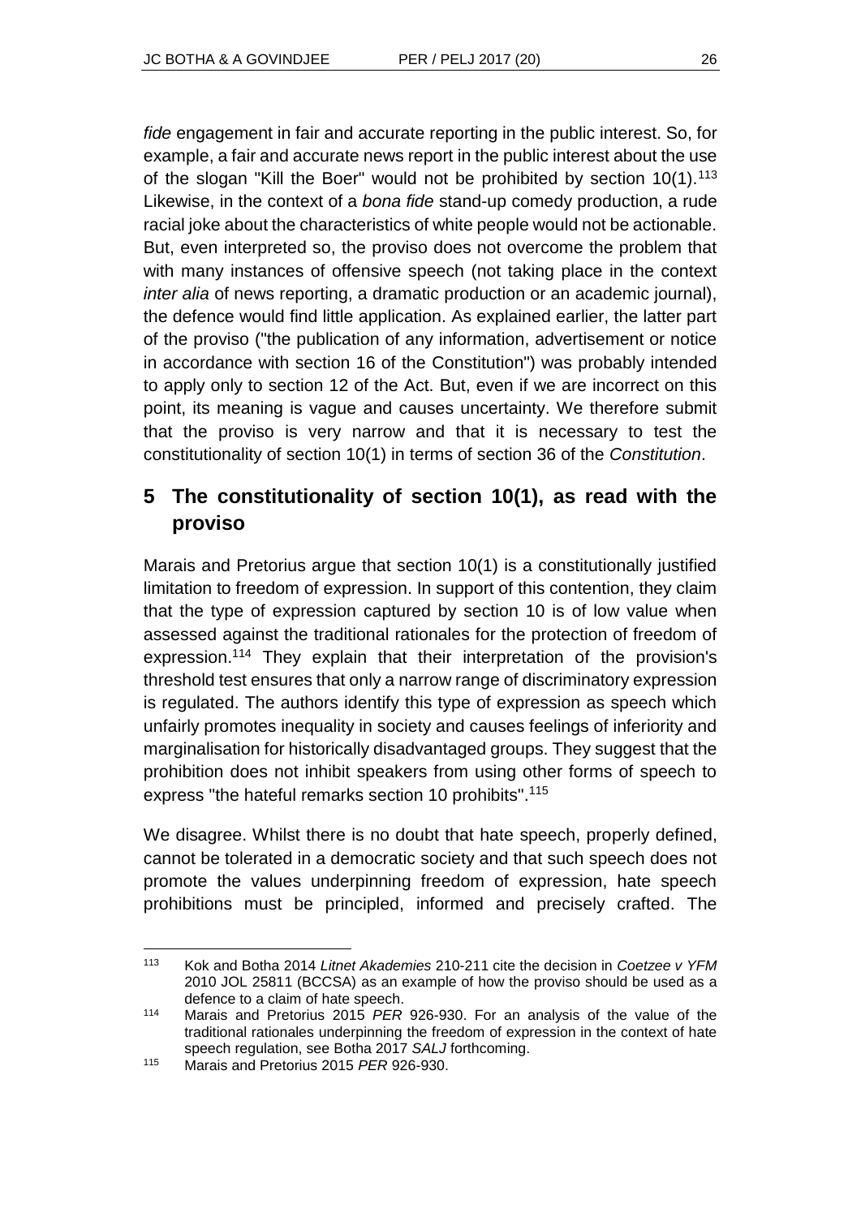*fide* engagement in fair and accurate reporting in the public interest. So, for example, a fair and accurate news report in the public interest about the use of the slogan "Kill the Boer" would not be prohibited by section 10(1).[113] Likewise, in the context of a *bona fide* stand-up comedy production, a rude racial joke about the characteristics of white people would not be actionable. But, even interpreted so, the proviso does not overcome the problem that with many instances of offensive speech (not taking place in the context *inter alia* of news reporting, a dramatic production or an academic journal), the defence would find little application. As explained earlier, the latter part of the proviso ("the publication of any information, advertisement or notice in accordance with section 16 of the Constitution") was probably intended to apply only to section 12 of the Act. But, even if we are incorrect on this point, its meaning is vague and causes uncertainty. We therefore submit that the proviso is very narrow and that it is necessary to test the constitutionality of section 10(1) in terms of section 36 of the *Constitution*.

## 5 The constitutionality of section 10(1), as read with the proviso

Marais and Pretorius argue that section 10(1) is a constitutionally justified limitation to freedom of expression. In support of this contention, they claim that the type of expression captured by section 10 is of low value when assessed against the traditional rationales for the protection of freedom of expression.[114] They explain that their interpretation of the provision's threshold test ensures that only a narrow range of discriminatory expression is regulated. The authors identify this type of expression as speech which unfairly promotes inequality in society and causes feelings of inferiority and marginalisation for historically disadvantaged groups. They suggest that the prohibition does not inhibit speakers from using other forms of speech to express "the hateful remarks section 10 prohibits".[115]

We disagree. Whilst there is no doubt that hate speech, properly defined, cannot be tolerated in a democratic society and that such speech does not promote the values underpinning freedom of expression, hate speech prohibitions must be principled, informed and precisely crafted. The

---

[113] Kok and Botha 2014 *Litnet Akademies* 210-211 cite the decision in *Coetzee v YFM* 2010 JOL 25811 (BCCSA) as an example of how the proviso should be used as a defence to a claim of hate speech.

[114] Marais and Pretorius 2015 *PER* 926-930. For an analysis of the value of the traditional rationales underpinning the freedom of expression in the context of hate speech regulation, see Botha 2017 *SALJ* forthcoming.

[115] Marais and Pretorius 2015 *PER* 926-930.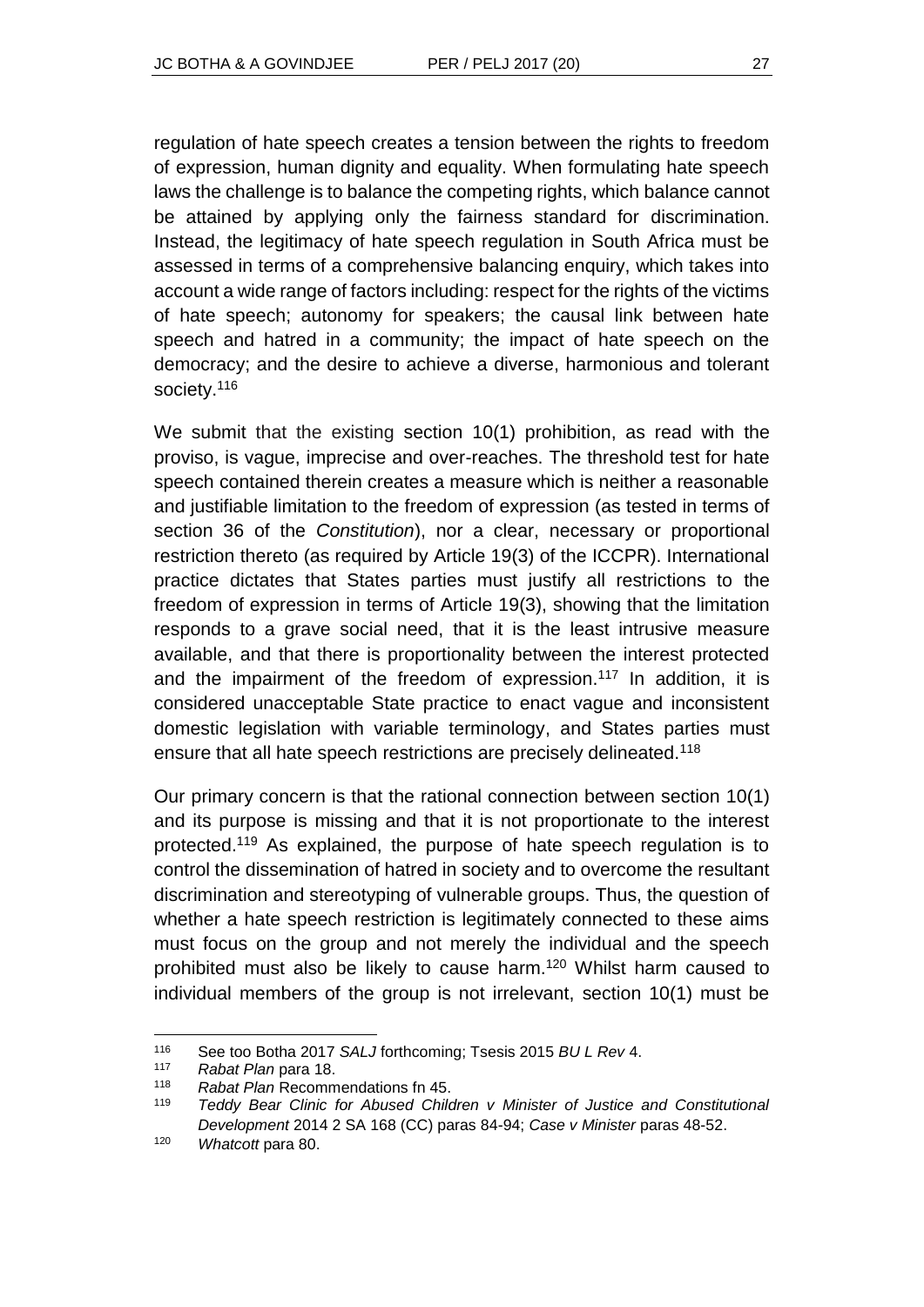regulation of hate speech creates a tension between the rights to freedom of expression, human dignity and equality. When formulating hate speech laws the challenge is to balance the competing rights, which balance cannot be attained by applying only the fairness standard for discrimination. Instead, the legitimacy of hate speech regulation in South Africa must be assessed in terms of a comprehensive balancing enquiry, which takes into account a wide range of factors including: respect for the rights of the victims of hate speech; autonomy for speakers; the causal link between hate speech and hatred in a community; the impact of hate speech on the democracy; and the desire to achieve a diverse, harmonious and tolerant society.[116]

We submit that the existing section 10(1) prohibition, as read with the proviso, is vague, imprecise and over-reaches. The threshold test for hate speech contained therein creates a measure which is neither a reasonable and justifiable limitation to the freedom of expression (as tested in terms of section 36 of the *Constitution*), nor a clear, necessary or proportional restriction thereto (as required by Article 19(3) of the ICCPR). International practice dictates that States parties must justify all restrictions to the freedom of expression in terms of Article 19(3), showing that the limitation responds to a grave social need, that it is the least intrusive measure available, and that there is proportionality between the interest protected and the impairment of the freedom of expression.[117] In addition, it is considered unacceptable State practice to enact vague and inconsistent domestic legislation with variable terminology, and States parties must ensure that all hate speech restrictions are precisely delineated.[118]

Our primary concern is that the rational connection between section 10(1) and its purpose is missing and that it is not proportionate to the interest protected.[119] As explained, the purpose of hate speech regulation is to control the dissemination of hatred in society and to overcome the resultant discrimination and stereotyping of vulnerable groups. Thus, the question of whether a hate speech restriction is legitimately connected to these aims must focus on the group and not merely the individual and the speech prohibited must also be likely to cause harm.[120] Whilst harm caused to individual members of the group is not irrelevant, section 10(1) must be

---

[116] See too Botha 2017 *SALJ* forthcoming; Tsesis 2015 *BU L Rev* 4.

[117] *Rabat Plan* para 18.

[118] *Rabat Plan* Recommendations fn 45.

[119] *Teddy Bear Clinic for Abused Children v Minister of Justice and Constitutional Development* 2014 2 SA 168 (CC) paras 84-94; *Case v Minister* paras 48-52.

[120] *Whatcott* para 80.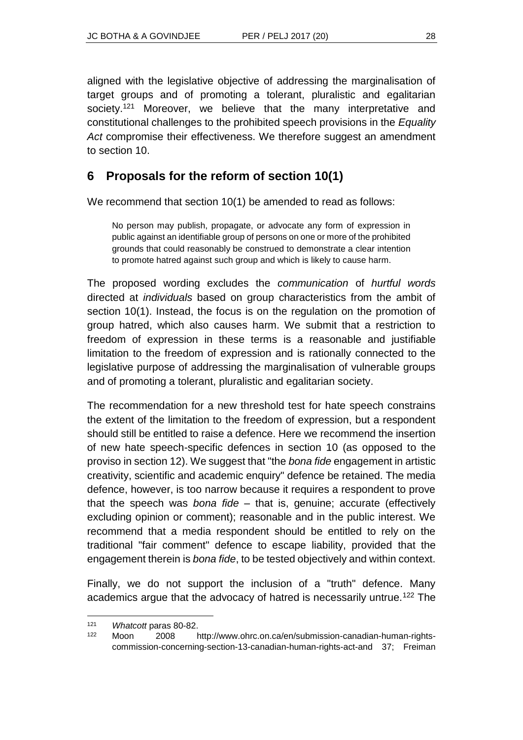aligned with the legislative objective of addressing the marginalisation of target groups and of promoting a tolerant, pluralistic and egalitarian society.[121] Moreover, we believe that the many interpretative and constitutional challenges to the prohibited speech provisions in the *Equality Act* compromise their effectiveness. We therefore suggest an amendment to section 10.

## 6 Proposals for the reform of section 10(1)

We recommend that section 10(1) be amended to read as follows:

> No person may publish, propagate, or advocate any form of expression in public against an identifiable group of persons on one or more of the prohibited grounds that could reasonably be construed to demonstrate a clear intention to promote hatred against such group and which is likely to cause harm.

The proposed wording excludes the *communication* of *hurtful words* directed at *individuals* based on group characteristics from the ambit of section 10(1). Instead, the focus is on the regulation on the promotion of group hatred, which also causes harm. We submit that a restriction to freedom of expression in these terms is a reasonable and justifiable limitation to the freedom of expression and is rationally connected to the legislative purpose of addressing the marginalisation of vulnerable groups and of promoting a tolerant, pluralistic and egalitarian society.

The recommendation for a new threshold test for hate speech constrains the extent of the limitation to the freedom of expression, but a respondent should still be entitled to raise a defence. Here we recommend the insertion of new hate speech-specific defences in section 10 (as opposed to the proviso in section 12). We suggest that "the *bona fide* engagement in artistic creativity, scientific and academic enquiry" defence be retained. The media defence, however, is too narrow because it requires a respondent to prove that the speech was *bona fide* – that is, genuine; accurate (effectively excluding opinion or comment); reasonable and in the public interest. We recommend that a media respondent should be entitled to rely on the traditional "fair comment" defence to escape liability, provided that the engagement therein is *bona fide*, to be tested objectively and within context.

Finally, we do not support the inclusion of a "truth" defence. Many academics argue that the advocacy of hatred is necessarily untrue.[122] The

---

[121] *Whatcott* paras 80-82.

[122] Moon 2008 http://www.ohrc.on.ca/en/submission-canadian-human-rights-commission-concerning-section-13-canadian-human-rights-act-and 37; Freiman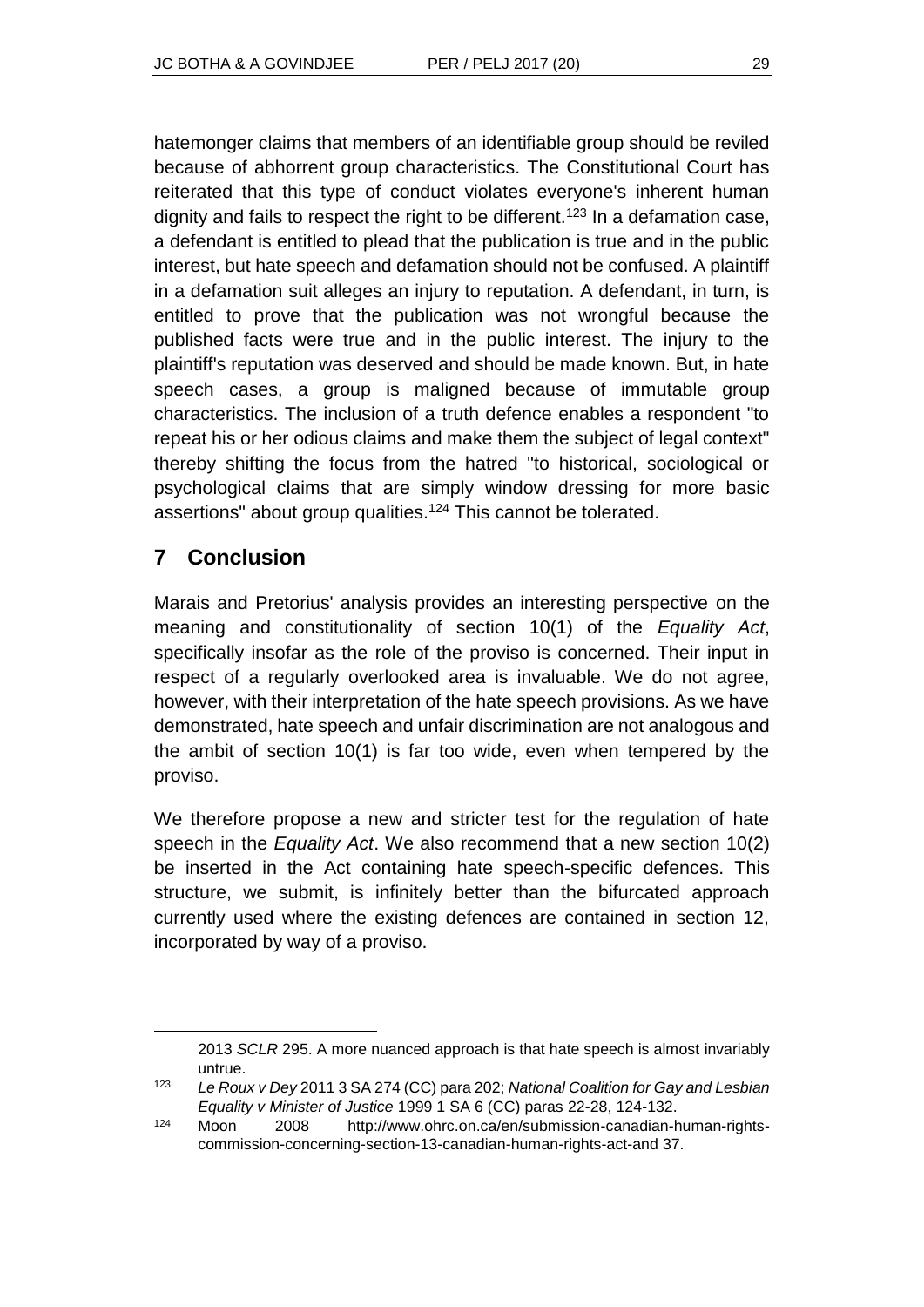hatemonger claims that members of an identifiable group should be reviled because of abhorrent group characteristics. The Constitutional Court has reiterated that this type of conduct violates everyone's inherent human dignity and fails to respect the right to be different.[123] In a defamation case, a defendant is entitled to plead that the publication is true and in the public interest, but hate speech and defamation should not be confused. A plaintiff in a defamation suit alleges an injury to reputation. A defendant, in turn, is entitled to prove that the publication was not wrongful because the published facts were true and in the public interest. The injury to the plaintiff's reputation was deserved and should be made known. But, in hate speech cases, a group is maligned because of immutable group characteristics. The inclusion of a truth defence enables a respondent "to repeat his or her odious claims and make them the subject of legal context" thereby shifting the focus from the hatred "to historical, sociological or psychological claims that are simply window dressing for more basic assertions" about group qualities.[124] This cannot be tolerated.

## 7 Conclusion

Marais and Pretorius' analysis provides an interesting perspective on the meaning and constitutionality of section 10(1) of the *Equality Act*, specifically insofar as the role of the proviso is concerned. Their input in respect of a regularly overlooked area is invaluable. We do not agree, however, with their interpretation of the hate speech provisions. As we have demonstrated, hate speech and unfair discrimination are not analogous and the ambit of section 10(1) is far too wide, even when tempered by the proviso.

We therefore propose a new and stricter test for the regulation of hate speech in the *Equality Act*. We also recommend that a new section 10(2) be inserted in the Act containing hate speech-specific defences. This structure, we submit, is infinitely better than the bifurcated approach currently used where the existing defences are contained in section 12, incorporated by way of a proviso.

---

2013 *SCLR* 295. A more nuanced approach is that hate speech is almost invariably untrue.

123 *Le Roux v Dey* 2011 3 SA 274 (CC) para 202; *National Coalition for Gay and Lesbian Equality v Minister of Justice* 1999 1 SA 6 (CC) paras 22-28, 124-132.

124 Moon 2008 http://www.ohrc.on.ca/en/submission-canadian-human-rights-commission-concerning-section-13-canadian-human-rights-act-and 37.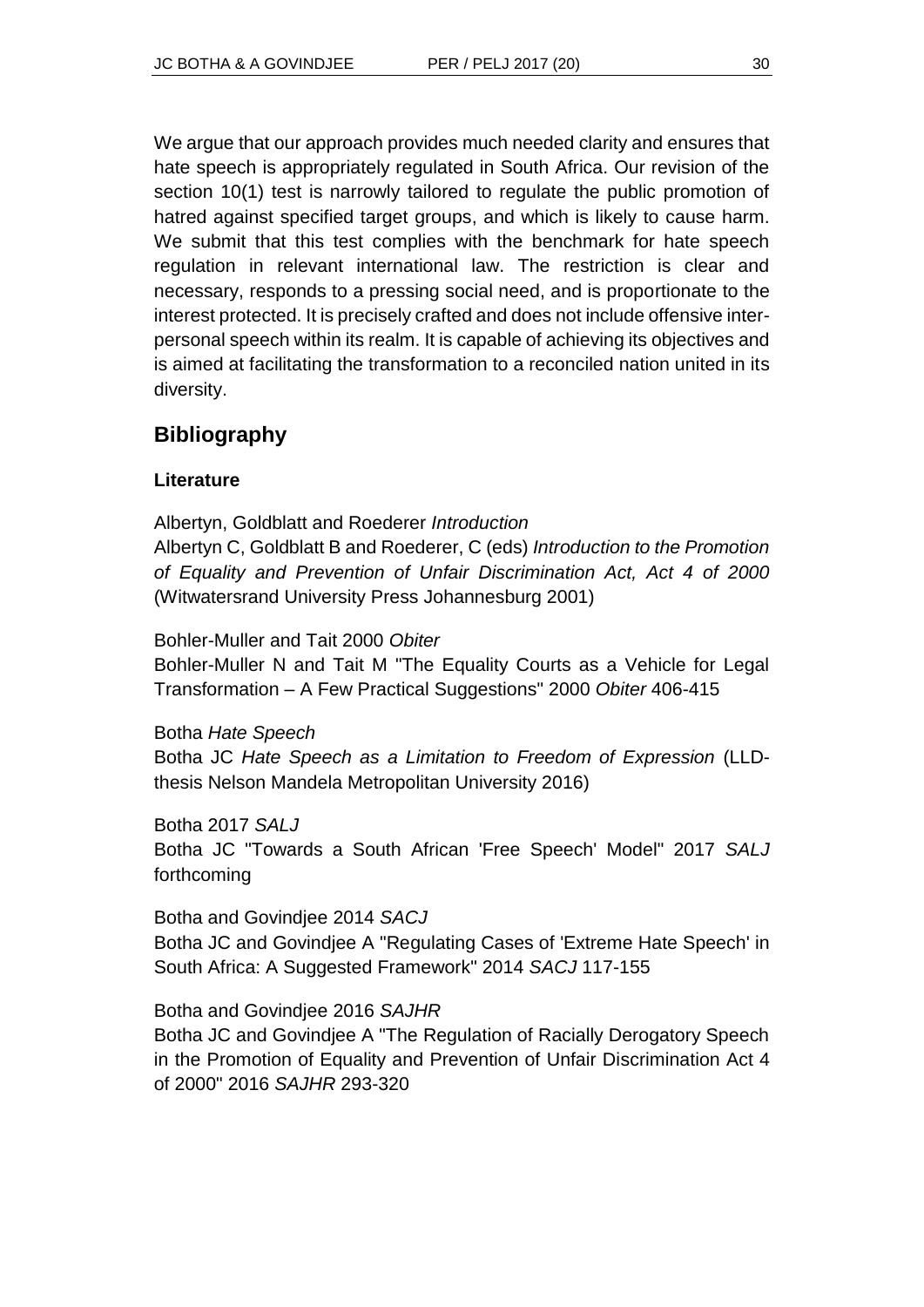We argue that our approach provides much needed clarity and ensures that hate speech is appropriately regulated in South Africa. Our revision of the section 10(1) test is narrowly tailored to regulate the public promotion of hatred against specified target groups, and which is likely to cause harm. We submit that this test complies with the benchmark for hate speech regulation in relevant international law. The restriction is clear and necessary, responds to a pressing social need, and is proportionate to the interest protected. It is precisely crafted and does not include offensive inter-personal speech within its realm. It is capable of achieving its objectives and is aimed at facilitating the transformation to a reconciled nation united in its diversity.

## Bibliography

### Literature

Albertyn, Goldblatt and Roederer *Introduction*
Albertyn C, Goldblatt B and Roederer, C (eds) *Introduction to the Promotion of Equality and Prevention of Unfair Discrimination Act, Act 4 of 2000* (Witwatersrand University Press Johannesburg 2001)

Bohler-Muller and Tait 2000 *Obiter*
Bohler-Muller N and Tait M "The Equality Courts as a Vehicle for Legal Transformation – A Few Practical Suggestions" 2000 *Obiter* 406-415

Botha *Hate Speech*
Botha JC *Hate Speech as a Limitation to Freedom of Expression* (LLD-thesis Nelson Mandela Metropolitan University 2016)

Botha 2017 *SALJ*
Botha JC "Towards a South African 'Free Speech' Model" 2017 *SALJ* forthcoming

Botha and Govindjee 2014 *SACJ*
Botha JC and Govindjee A "Regulating Cases of 'Extreme Hate Speech' in South Africa: A Suggested Framework" 2014 *SACJ* 117-155

Botha and Govindjee 2016 *SAJHR*
Botha JC and Govindjee A "The Regulation of Racially Derogatory Speech in the Promotion of Equality and Prevention of Unfair Discrimination Act 4 of 2000" 2016 *SAJHR* 293-320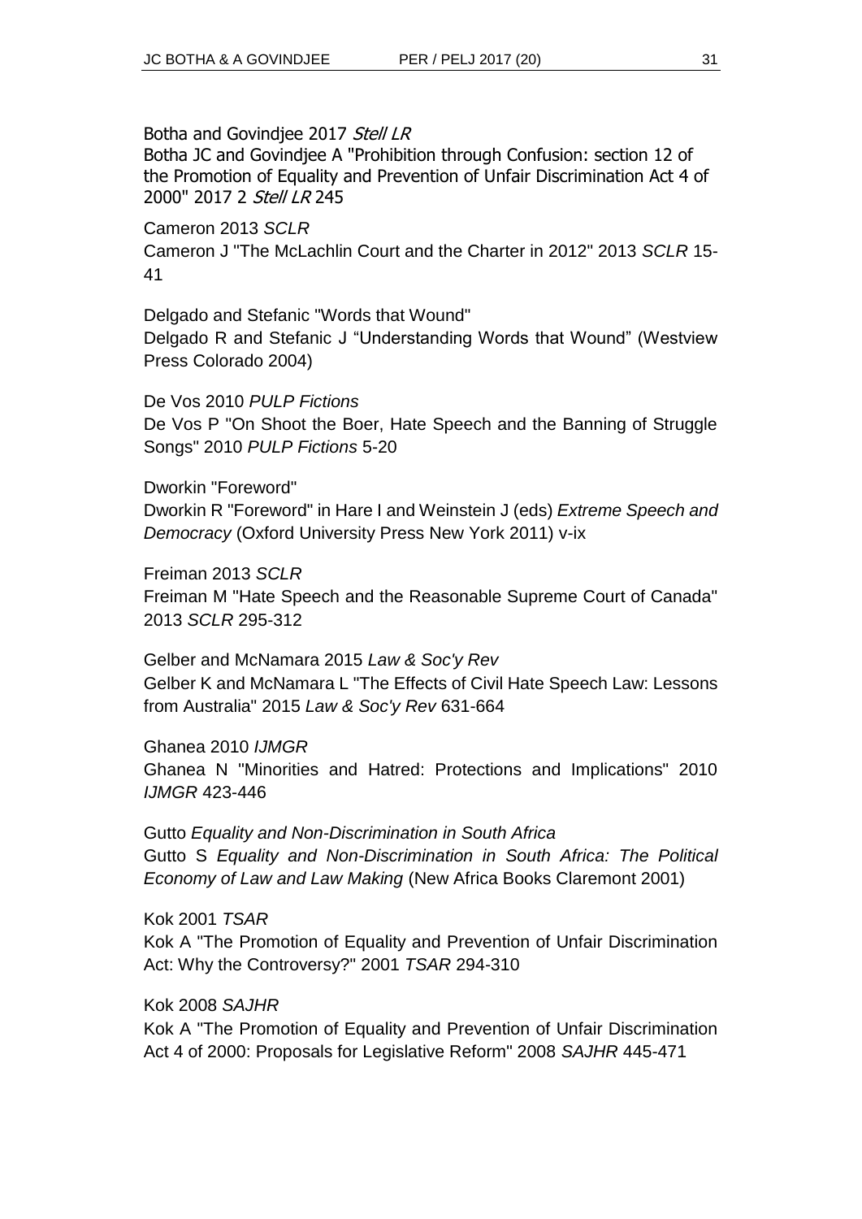Botha and Govindjee 2017 *Stell LR*
Botha JC and Govindjee A "Prohibition through Confusion: section 12 of the Promotion of Equality and Prevention of Unfair Discrimination Act 4 of 2000" 2017 2 *Stell LR* 245

Cameron 2013 *SCLR*
Cameron J "The McLachlin Court and the Charter in 2012" 2013 *SCLR* 15-41

Delgado and Stefanic "Words that Wound"
Delgado R and Stefanic J "Understanding Words that Wound" (Westview Press Colorado 2004)

De Vos 2010 *PULP Fictions*
De Vos P "On Shoot the Boer, Hate Speech and the Banning of Struggle Songs" 2010 *PULP Fictions* 5-20

Dworkin "Foreword"
Dworkin R "Foreword" in Hare I and Weinstein J (eds) *Extreme Speech and Democracy* (Oxford University Press New York 2011) v-ix

Freiman 2013 *SCLR*
Freiman M "Hate Speech and the Reasonable Supreme Court of Canada" 2013 *SCLR* 295-312

Gelber and McNamara 2015 *Law & Soc'y Rev*
Gelber K and McNamara L "The Effects of Civil Hate Speech Law: Lessons from Australia" 2015 *Law & Soc'y Rev* 631-664

Ghanea 2010 *IJMGR*
Ghanea N "Minorities and Hatred: Protections and Implications" 2010 *IJMGR* 423-446

Gutto *Equality and Non-Discrimination in South Africa*
Gutto S *Equality and Non-Discrimination in South Africa: The Political Economy of Law and Law Making* (New Africa Books Claremont 2001)

Kok 2001 *TSAR*
Kok A "The Promotion of Equality and Prevention of Unfair Discrimination Act: Why the Controversy?" 2001 *TSAR* 294-310

Kok 2008 *SAJHR*
Kok A "The Promotion of Equality and Prevention of Unfair Discrimination Act 4 of 2000: Proposals for Legislative Reform" 2008 *SAJHR* 445-471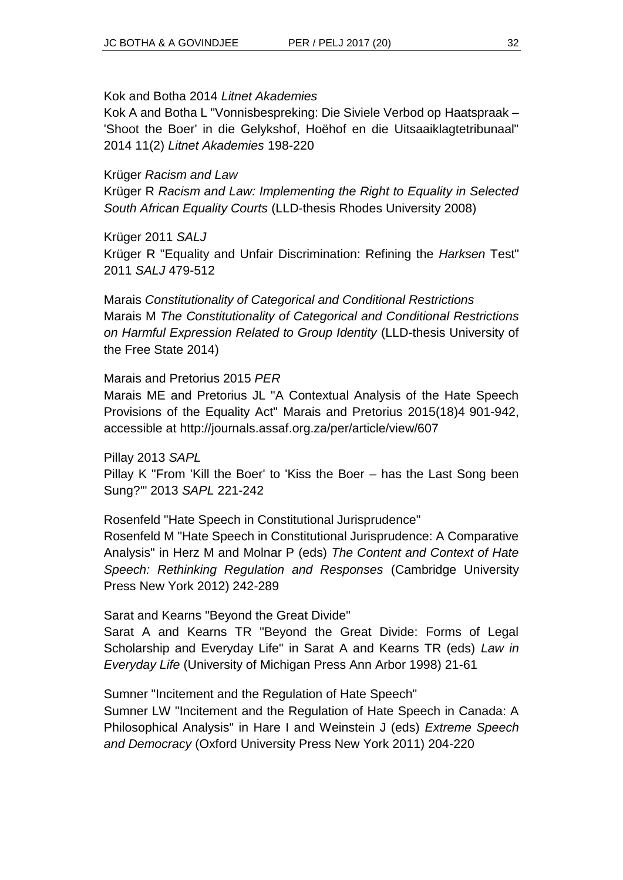Kok and Botha 2014 *Litnet Akademies*

Kok A and Botha L "Vonnisbespreking: Die Siviele Verbod op Haatspraak – 'Shoot the Boer' in die Gelykshof, Hoëhof en die Uitsaaiklagtetribunaal" 2014 11(2) *Litnet Akademies* 198-220

Krüger *Racism and Law*

Krüger R *Racism and Law: Implementing the Right to Equality in Selected South African Equality Courts* (LLD-thesis Rhodes University 2008)

Krüger 2011 *SALJ*

Krüger R "Equality and Unfair Discrimination: Refining the *Harksen* Test" 2011 *SALJ* 479-512

Marais *Constitutionality of Categorical and Conditional Restrictions*

Marais M *The Constitutionality of Categorical and Conditional Restrictions on Harmful Expression Related to Group Identity* (LLD-thesis University of the Free State 2014)

Marais and Pretorius 2015 *PER*

Marais ME and Pretorius JL "A Contextual Analysis of the Hate Speech Provisions of the Equality Act" Marais and Pretorius 2015(18)4 901-942, accessible at http://journals.assaf.org.za/per/article/view/607

Pillay 2013 *SAPL*

Pillay K "From 'Kill the Boer' to 'Kiss the Boer – has the Last Song been Sung?'" 2013 *SAPL* 221-242

Rosenfeld "Hate Speech in Constitutional Jurisprudence"

Rosenfeld M "Hate Speech in Constitutional Jurisprudence: A Comparative Analysis" in Herz M and Molnar P (eds) *The Content and Context of Hate Speech: Rethinking Regulation and Responses* (Cambridge University Press New York 2012) 242-289

Sarat and Kearns "Beyond the Great Divide"

Sarat A and Kearns TR "Beyond the Great Divide: Forms of Legal Scholarship and Everyday Life" in Sarat A and Kearns TR (eds) *Law in Everyday Life* (University of Michigan Press Ann Arbor 1998) 21-61

Sumner "Incitement and the Regulation of Hate Speech"

Sumner LW "Incitement and the Regulation of Hate Speech in Canada: A Philosophical Analysis" in Hare I and Weinstein J (eds) *Extreme Speech and Democracy* (Oxford University Press New York 2011) 204-220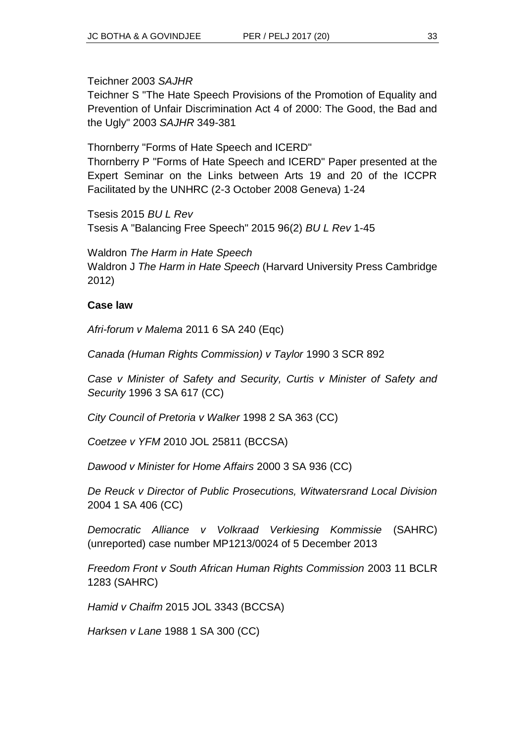Teichner 2003 *SAJHR*

Teichner S "The Hate Speech Provisions of the Promotion of Equality and Prevention of Unfair Discrimination Act 4 of 2000: The Good, the Bad and the Ugly" 2003 *SAJHR* 349-381

Thornberry "Forms of Hate Speech and ICERD"

Thornberry P "Forms of Hate Speech and ICERD" Paper presented at the Expert Seminar on the Links between Arts 19 and 20 of the ICCPR Facilitated by the UNHRC (2-3 October 2008 Geneva) 1-24

Tsesis 2015 *BU L Rev*

Tsesis A "Balancing Free Speech" 2015 96(2) *BU L Rev* 1-45

Waldron *The Harm in Hate Speech*

Waldron J *The Harm in Hate Speech* (Harvard University Press Cambridge 2012)

**Case law**

*Afri-forum v Malema* 2011 6 SA 240 (Eqc)

*Canada (Human Rights Commission) v Taylor* 1990 3 SCR 892

*Case v Minister of Safety and Security, Curtis v Minister of Safety and Security* 1996 3 SA 617 (CC)

*City Council of Pretoria v Walker* 1998 2 SA 363 (CC)

*Coetzee v YFM* 2010 JOL 25811 (BCCSA)

*Dawood v Minister for Home Affairs* 2000 3 SA 936 (CC)

*De Reuck v Director of Public Prosecutions, Witwatersrand Local Division* 2004 1 SA 406 (CC)

*Democratic Alliance v Volkraad Verkiesing Kommissie* (SAHRC) (unreported) case number MP1213/0024 of 5 December 2013

*Freedom Front v South African Human Rights Commission* 2003 11 BCLR 1283 (SAHRC)

*Hamid v Chaifm* 2015 JOL 3343 (BCCSA)

*Harksen v Lane* 1988 1 SA 300 (CC)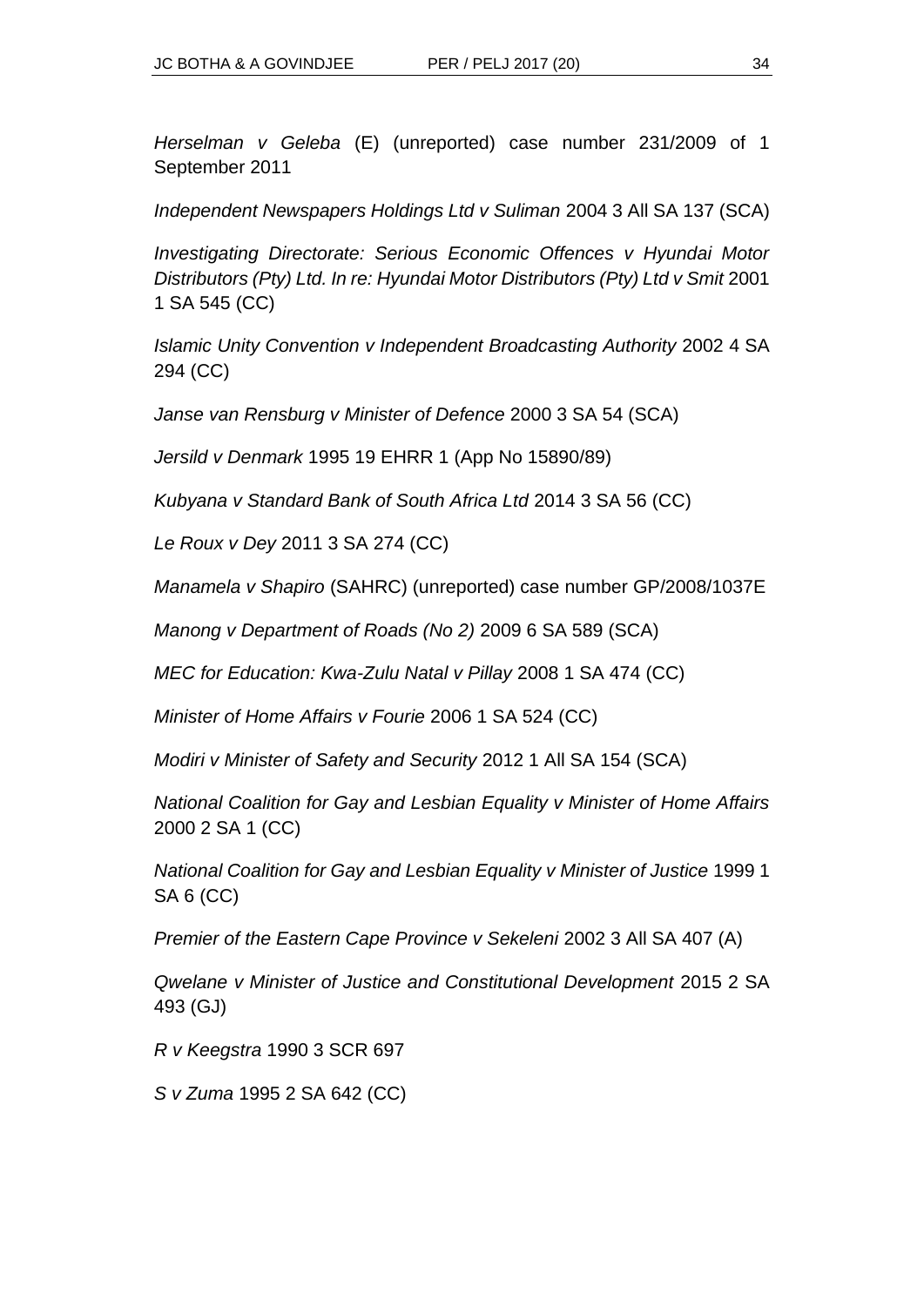*Herselman v Geleba* (E) (unreported) case number 231/2009 of 1 September 2011

*Independent Newspapers Holdings Ltd v Suliman* 2004 3 All SA 137 (SCA)

*Investigating Directorate: Serious Economic Offences v Hyundai Motor Distributors (Pty) Ltd. In re: Hyundai Motor Distributors (Pty) Ltd v Smit* 2001 1 SA 545 (CC)

*Islamic Unity Convention v Independent Broadcasting Authority* 2002 4 SA 294 (CC)

*Janse van Rensburg v Minister of Defence* 2000 3 SA 54 (SCA)

*Jersild v Denmark* 1995 19 EHRR 1 (App No 15890/89)

*Kubyana v Standard Bank of South Africa Ltd* 2014 3 SA 56 (CC)

*Le Roux v Dey* 2011 3 SA 274 (CC)

*Manamela v Shapiro* (SAHRC) (unreported) case number GP/2008/1037E

*Manong v Department of Roads (No 2)* 2009 6 SA 589 (SCA)

*MEC for Education: Kwa-Zulu Natal v Pillay* 2008 1 SA 474 (CC)

*Minister of Home Affairs v Fourie* 2006 1 SA 524 (CC)

*Modiri v Minister of Safety and Security* 2012 1 All SA 154 (SCA)

*National Coalition for Gay and Lesbian Equality v Minister of Home Affairs* 2000 2 SA 1 (CC)

*National Coalition for Gay and Lesbian Equality v Minister of Justice* 1999 1 SA 6 (CC)

*Premier of the Eastern Cape Province v Sekeleni* 2002 3 All SA 407 (A)

*Qwelane v Minister of Justice and Constitutional Development* 2015 2 SA 493 (GJ)

*R v Keegstra* 1990 3 SCR 697

*S v Zuma* 1995 2 SA 642 (CC)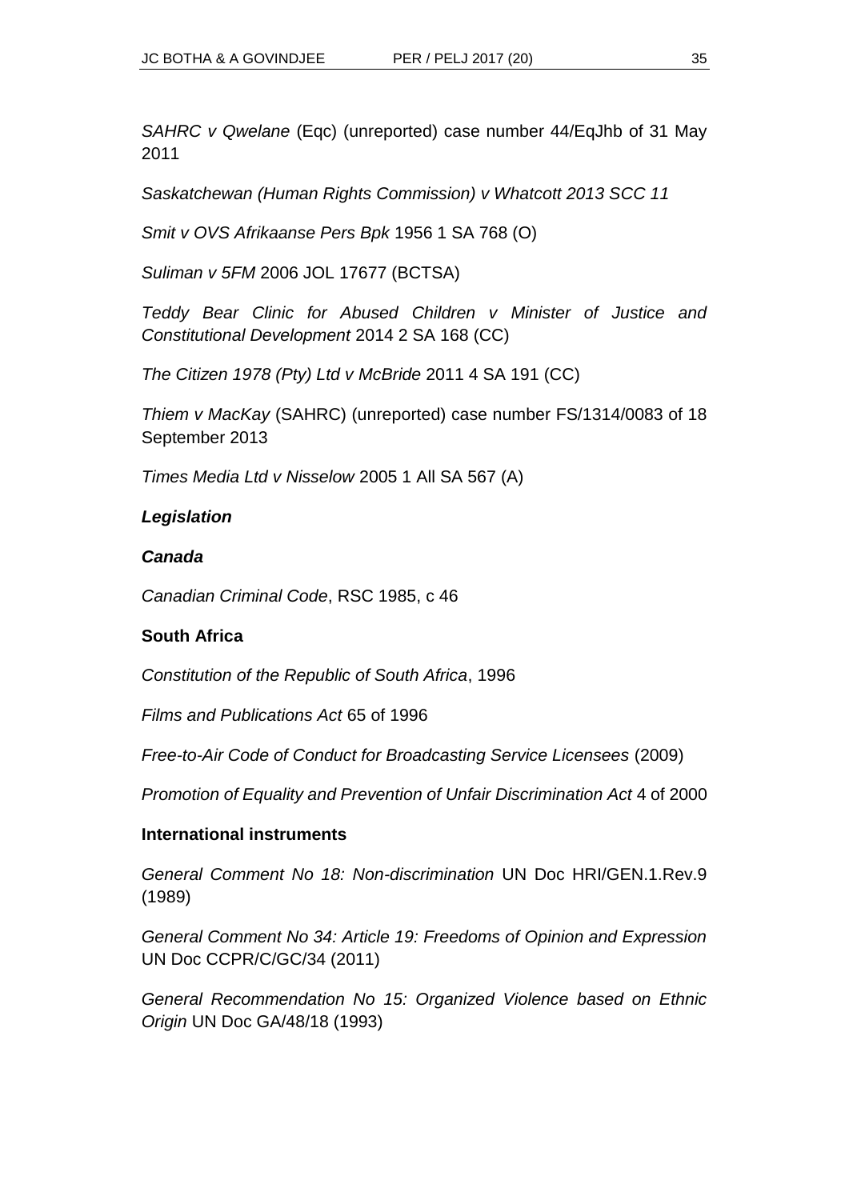*SAHRC v Qwelane* (Eqc) (unreported) case number 44/EqJhb of 31 May 2011

*Saskatchewan (Human Rights Commission) v Whatcott 2013 SCC 11*

*Smit v OVS Afrikaanse Pers Bpk* 1956 1 SA 768 (O)

*Suliman v 5FM* 2006 JOL 17677 (BCTSA)

*Teddy Bear Clinic for Abused Children v Minister of Justice and Constitutional Development* 2014 2 SA 168 (CC)

*The Citizen 1978 (Pty) Ltd v McBride* 2011 4 SA 191 (CC)

*Thiem v MacKay* (SAHRC) (unreported) case number FS/1314/0083 of 18 September 2013

*Times Media Ltd v Nisselow* 2005 1 All SA 567 (A)

***Legislation***

***Canada***

*Canadian Criminal Code*, RSC 1985, c 46

**South Africa**

*Constitution of the Republic of South Africa*, 1996

*Films and Publications Act* 65 of 1996

*Free-to-Air Code of Conduct for Broadcasting Service Licensees* (2009)

*Promotion of Equality and Prevention of Unfair Discrimination Act* 4 of 2000

**International instruments**

*General Comment No 18: Non-discrimination* UN Doc HRI/GEN.1.Rev.9 (1989)

*General Comment No 34: Article 19: Freedoms of Opinion and Expression* UN Doc CCPR/C/GC/34 (2011)

*General Recommendation No 15: Organized Violence based on Ethnic Origin* UN Doc GA/48/18 (1993)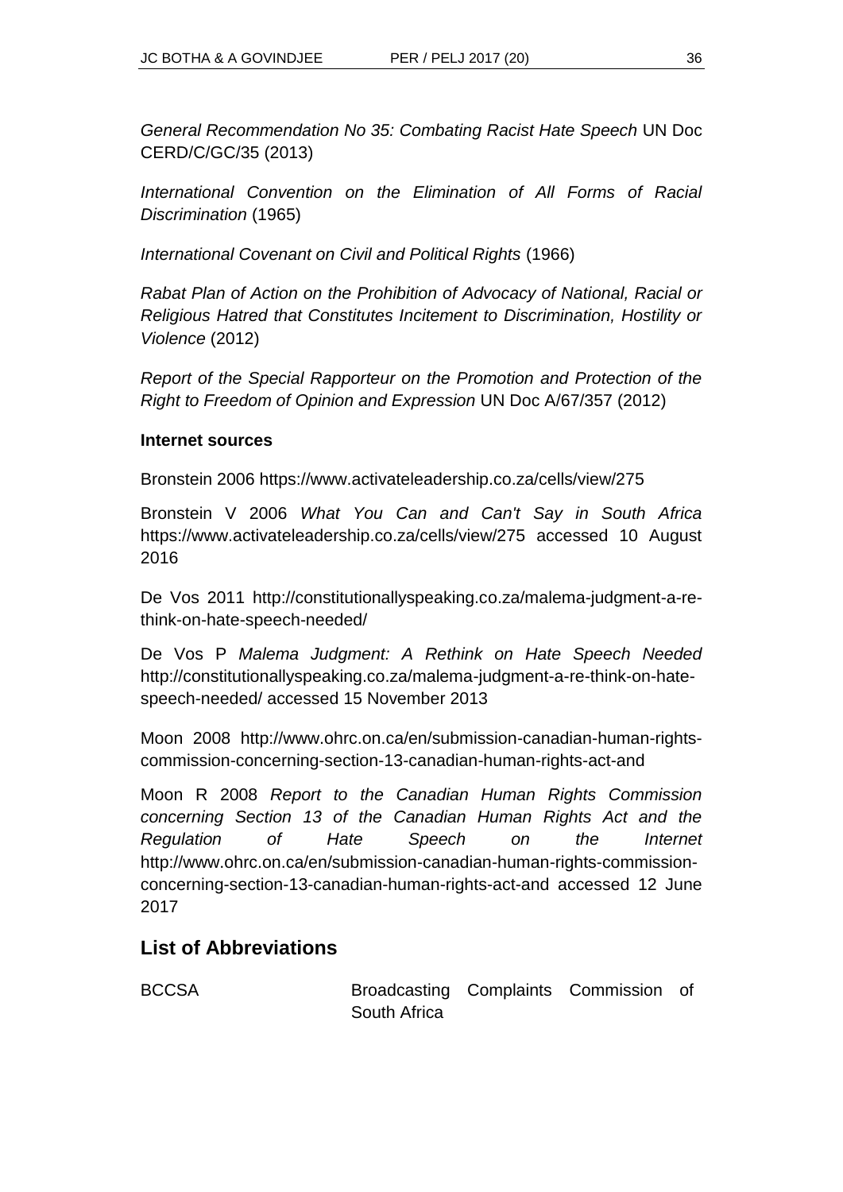*General Recommendation No 35: Combating Racist Hate Speech* UN Doc CERD/C/GC/35 (2013)

*International Convention on the Elimination of All Forms of Racial Discrimination* (1965)

*International Covenant on Civil and Political Rights* (1966)

*Rabat Plan of Action on the Prohibition of Advocacy of National, Racial or Religious Hatred that Constitutes Incitement to Discrimination, Hostility or Violence* (2012)

*Report of the Special Rapporteur on the Promotion and Protection of the Right to Freedom of Opinion and Expression* UN Doc A/67/357 (2012)

**Internet sources**

Bronstein 2006 https://www.activateleadership.co.za/cells/view/275

Bronstein V 2006 *What You Can and Can't Say in South Africa* https://www.activateleadership.co.za/cells/view/275 accessed 10 August 2016

De Vos 2011 http://constitutionallyspeaking.co.za/malema-judgment-a-re-think-on-hate-speech-needed/

De Vos P *Malema Judgment: A Rethink on Hate Speech Needed* http://constitutionallyspeaking.co.za/malema-judgment-a-re-think-on-hate-speech-needed/ accessed 15 November 2013

Moon 2008 http://www.ohrc.on.ca/en/submission-canadian-human-rights-commission-concerning-section-13-canadian-human-rights-act-and

Moon R 2008 *Report to the Canadian Human Rights Commission concerning Section 13 of the Canadian Human Rights Act and the Regulation of Hate Speech on the Internet* http://www.ohrc.on.ca/en/submission-canadian-human-rights-commission-concerning-section-13-canadian-human-rights-act-and accessed 12 June 2017

## List of Abbreviations

| | |
|---|---|
| BCCSA | Broadcasting Complaints Commission of South Africa |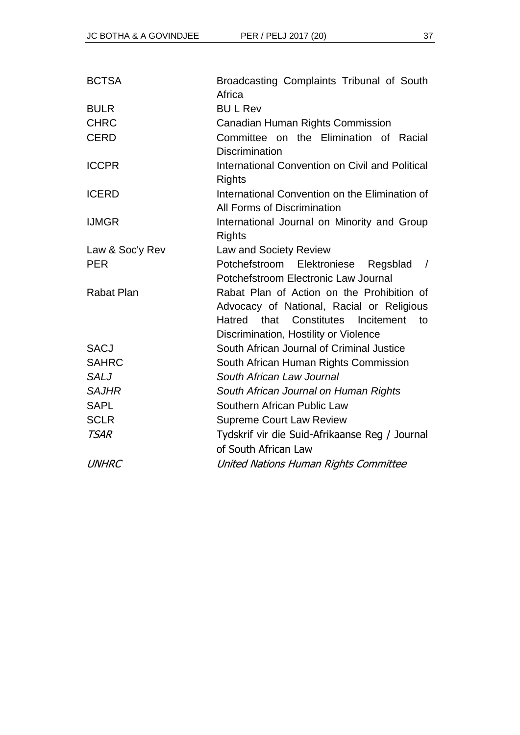| | |
|---|---|
| BCTSA | Broadcasting Complaints Tribunal of South Africa |
| BULR | BU L Rev |
| CHRC | Canadian Human Rights Commission |
| CERD | Committee on the Elimination of Racial Discrimination |
| ICCPR | International Convention on Civil and Political Rights |
| ICERD | International Convention on the Elimination of All Forms of Discrimination |
| IJMGR | International Journal on Minority and Group Rights |
| Law & Soc'y Rev | Law and Society Review |
| PER | Potchefstroom Elektroniese Regsblad / Potchefstroom Electronic Law Journal |
| Rabat Plan | Rabat Plan of Action on the Prohibition of Advocacy of National, Racial or Religious Hatred that Constitutes Incitement to Discrimination, Hostility or Violence |
| SACJ | South African Journal of Criminal Justice |
| SAHRC | South African Human Rights Commission |
| *SALJ* | *South African Law Journal* |
| *SAJHR* | *South African Journal on Human Rights* |
| SAPL | Southern African Public Law |
| SCLR | Supreme Court Law Review |
| *TSAR* | Tydskrif vir die Suid-Afrikaanse Reg / Journal of South African Law |
| *UNHRC* | *United Nations Human Rights Committee* |